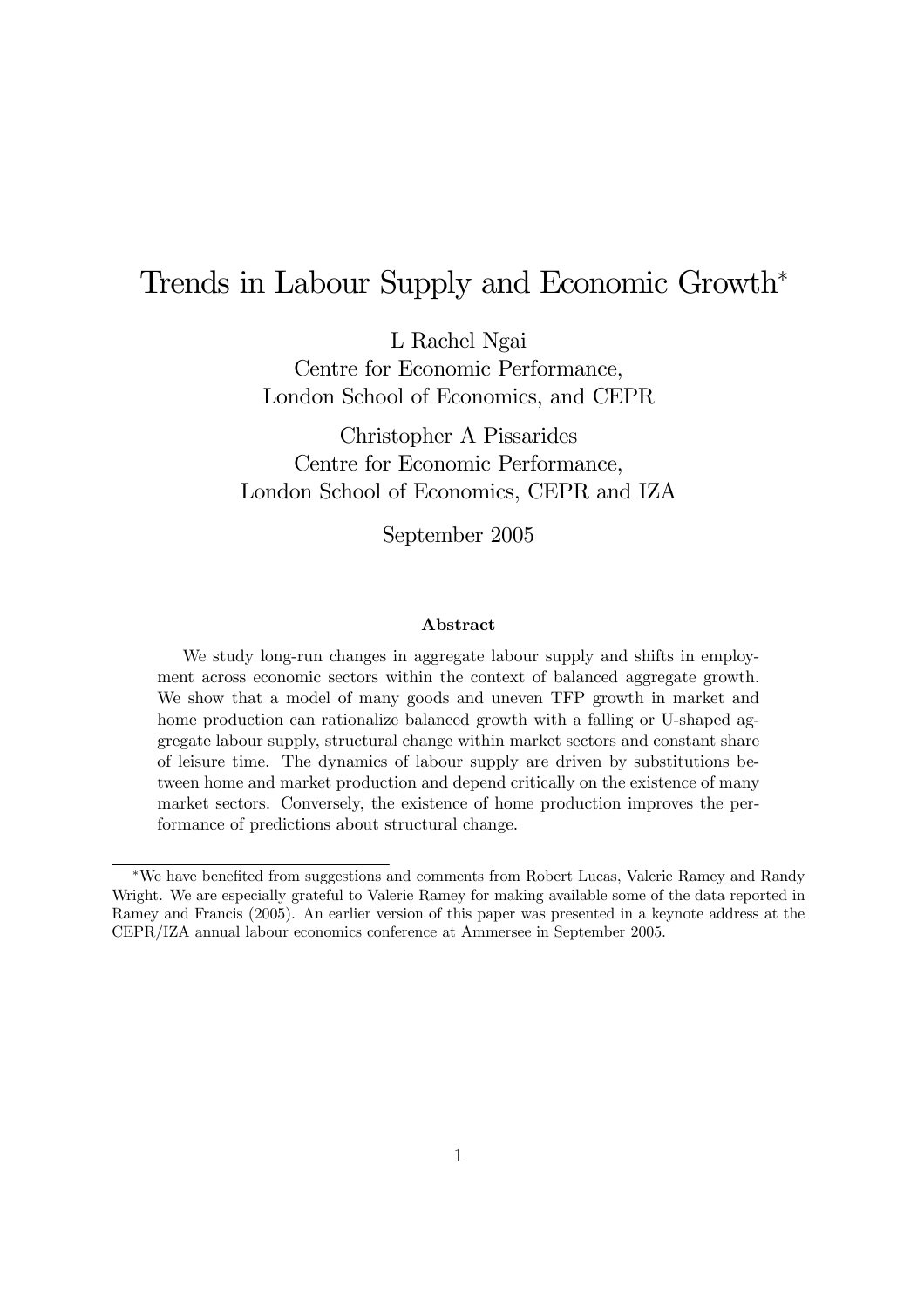# Trends in Labour Supply and Economic Growth*

L Rachel Ngai
Centre for Economic Performance,
London School of Economics, and CEPR

Christopher A Pissarides
Centre for Economic Performance,
London School of Economics, CEPR and IZA

September 2005

### Abstract

We study long-run changes in aggregate labour supply and shifts in employment across economic sectors within the context of balanced aggregate growth. We show that a model of many goods and uneven TFP growth in market and home production can rationalize balanced growth with a falling or U-shaped aggregate labour supply, structural change within market sectors and constant share of leisure time. The dynamics of labour supply are driven by substitutions between home and market production and depend critically on the existence of many market sectors. Conversely, the existence of home production improves the performance of predictions about structural change.

---

*We have benefited from suggestions and comments from Robert Lucas, Valerie Ramey and Randy Wright. We are especially grateful to Valerie Ramey for making available some of the data reported in Ramey and Francis (2005). An earlier version of this paper was presented in a keynote address at the CEPR/IZA annual labour economics conference at Ammersee in September 2005.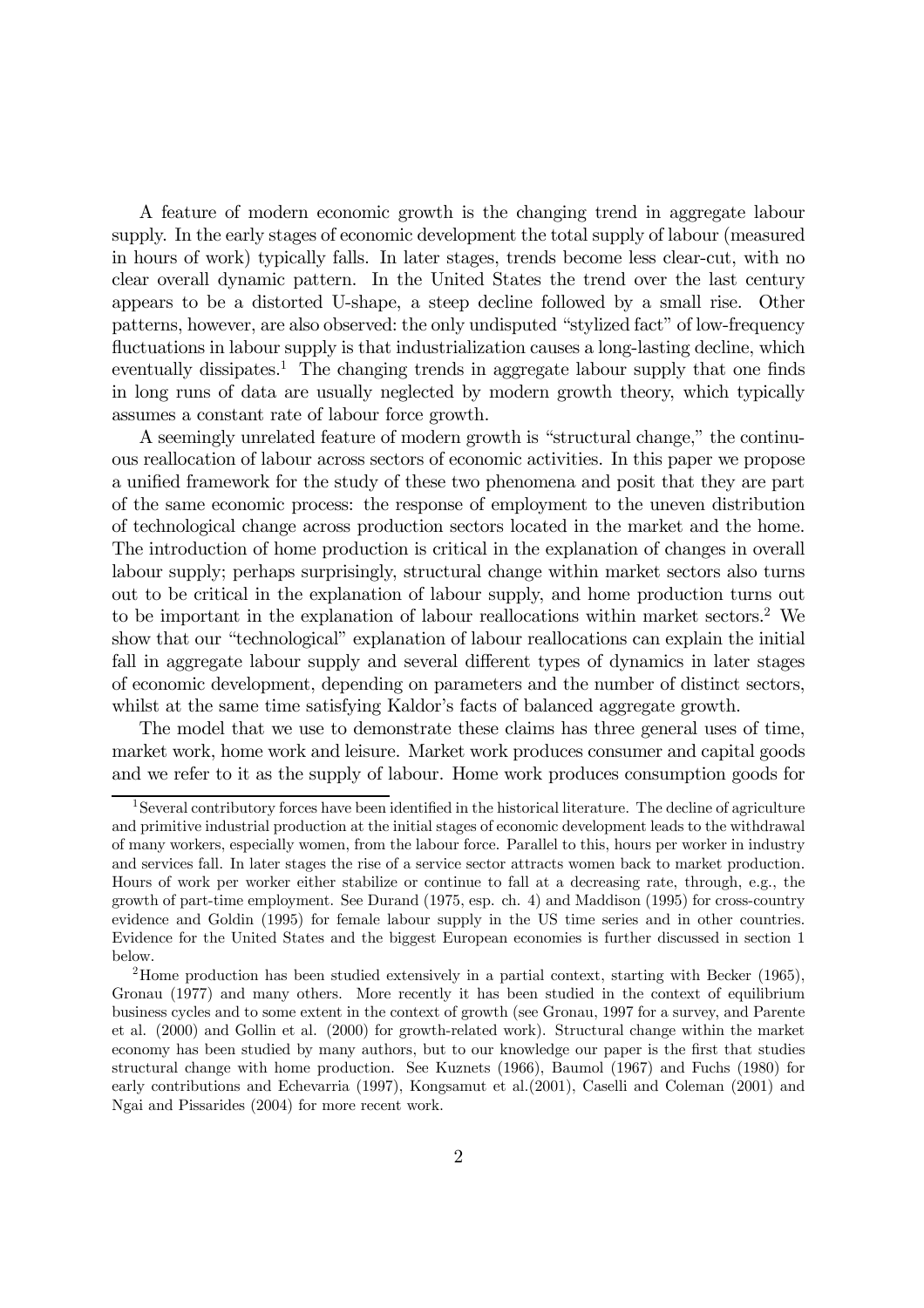A feature of modern economic growth is the changing trend in aggregate labour supply. In the early stages of economic development the total supply of labour (measured in hours of work) typically falls. In later stages, trends become less clear-cut, with no clear overall dynamic pattern. In the United States the trend over the last century appears to be a distorted U-shape, a steep decline followed by a small rise. Other patterns, however, are also observed: the only undisputed "stylized fact" of low-frequency fluctuations in labour supply is that industrialization causes a long-lasting decline, which eventually dissipates.[1] The changing trends in aggregate labour supply that one finds in long runs of data are usually neglected by modern growth theory, which typically assumes a constant rate of labour force growth.

A seemingly unrelated feature of modern growth is "structural change," the continuous reallocation of labour across sectors of economic activities. In this paper we propose a unified framework for the study of these two phenomena and posit that they are part of the same economic process: the response of employment to the uneven distribution of technological change across production sectors located in the market and the home. The introduction of home production is critical in the explanation of changes in overall labour supply; perhaps surprisingly, structural change within market sectors also turns out to be critical in the explanation of labour supply, and home production turns out to be important in the explanation of labour reallocations within market sectors.[2] We show that our "technological" explanation of labour reallocations can explain the initial fall in aggregate labour supply and several different types of dynamics in later stages of economic development, depending on parameters and the number of distinct sectors, whilst at the same time satisfying Kaldor's facts of balanced aggregate growth.

The model that we use to demonstrate these claims has three general uses of time, market work, home work and leisure. Market work produces consumer and capital goods and we refer to it as the supply of labour. Home work produces consumption goods for

[1] Several contributory forces have been identified in the historical literature. The decline of agriculture and primitive industrial production at the initial stages of economic development leads to the withdrawal of many workers, especially women, from the labour force. Parallel to this, hours per worker in industry and services fall. In later stages the rise of a service sector attracts women back to market production. Hours of work per worker either stabilize or continue to fall at a decreasing rate, through, e.g., the growth of part-time employment. See Durand (1975, esp. ch. 4) and Maddison (1995) for cross-country evidence and Goldin (1995) for female labour supply in the US time series and in other countries. Evidence for the United States and the biggest European economies is further discussed in section 1 below.

[2] Home production has been studied extensively in a partial context, starting with Becker (1965), Gronau (1977) and many others. More recently it has been studied in the context of equilibrium business cycles and to some extent in the context of growth (see Gronau, 1997 for a survey, and Parente et al. (2000) and Gollin et al. (2000) for growth-related work). Structural change within the market economy has been studied by many authors, but to our knowledge our paper is the first that studies structural change with home production. See Kuznets (1966), Baumol (1967) and Fuchs (1980) for early contributions and Echevarria (1997), Kongsamut et al.(2001), Caselli and Coleman (2001) and Ngai and Pissarides (2004) for more recent work.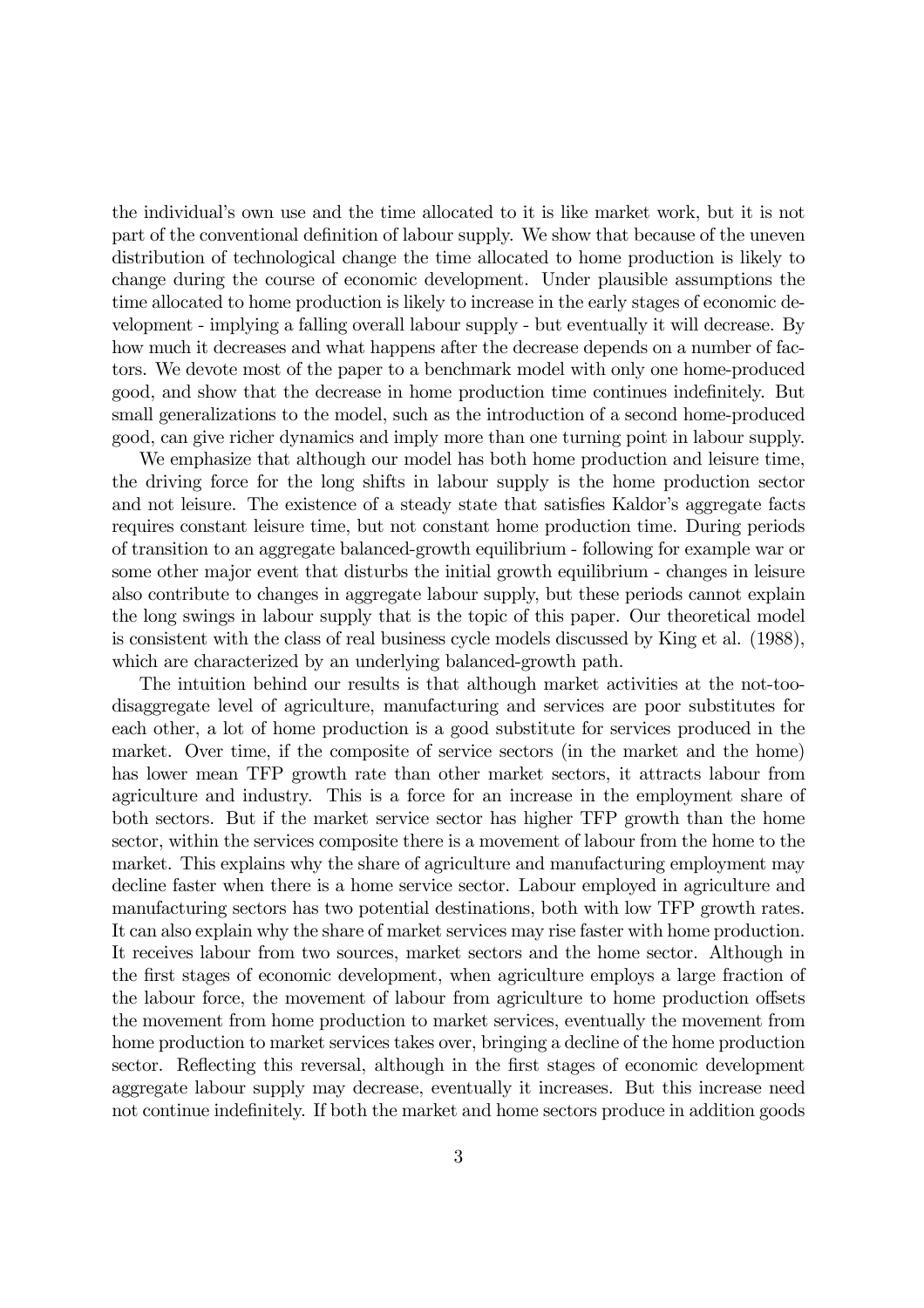the individual's own use and the time allocated to it is like market work, but it is not part of the conventional definition of labour supply. We show that because of the uneven distribution of technological change the time allocated to home production is likely to change during the course of economic development. Under plausible assumptions the time allocated to home production is likely to increase in the early stages of economic development - implying a falling overall labour supply - but eventually it will decrease. By how much it decreases and what happens after the decrease depends on a number of factors. We devote most of the paper to a benchmark model with only one home-produced good, and show that the decrease in home production time continues indefinitely. But small generalizations to the model, such as the introduction of a second home-produced good, can give richer dynamics and imply more than one turning point in labour supply.

We emphasize that although our model has both home production and leisure time, the driving force for the long shifts in labour supply is the home production sector and not leisure. The existence of a steady state that satisfies Kaldor's aggregate facts requires constant leisure time, but not constant home production time. During periods of transition to an aggregate balanced-growth equilibrium - following for example war or some other major event that disturbs the initial growth equilibrium - changes in leisure also contribute to changes in aggregate labour supply, but these periods cannot explain the long swings in labour supply that is the topic of this paper. Our theoretical model is consistent with the class of real business cycle models discussed by King et al. (1988), which are characterized by an underlying balanced-growth path.

The intuition behind our results is that although market activities at the not-too-disaggregate level of agriculture, manufacturing and services are poor substitutes for each other, a lot of home production is a good substitute for services produced in the market. Over time, if the composite of service sectors (in the market and the home) has lower mean TFP growth rate than other market sectors, it attracts labour from agriculture and industry. This is a force for an increase in the employment share of both sectors. But if the market service sector has higher TFP growth than the home sector, within the services composite there is a movement of labour from the home to the market. This explains why the share of agriculture and manufacturing employment may decline faster when there is a home service sector. Labour employed in agriculture and manufacturing sectors has two potential destinations, both with low TFP growth rates. It can also explain why the share of market services may rise faster with home production. It receives labour from two sources, market sectors and the home sector. Although in the first stages of economic development, when agriculture employs a large fraction of the labour force, the movement of labour from agriculture to home production offsets the movement from home production to market services, eventually the movement from home production to market services takes over, bringing a decline of the home production sector. Reflecting this reversal, although in the first stages of economic development aggregate labour supply may decrease, eventually it increases. But this increase need not continue indefinitely. If both the market and home sectors produce in addition goods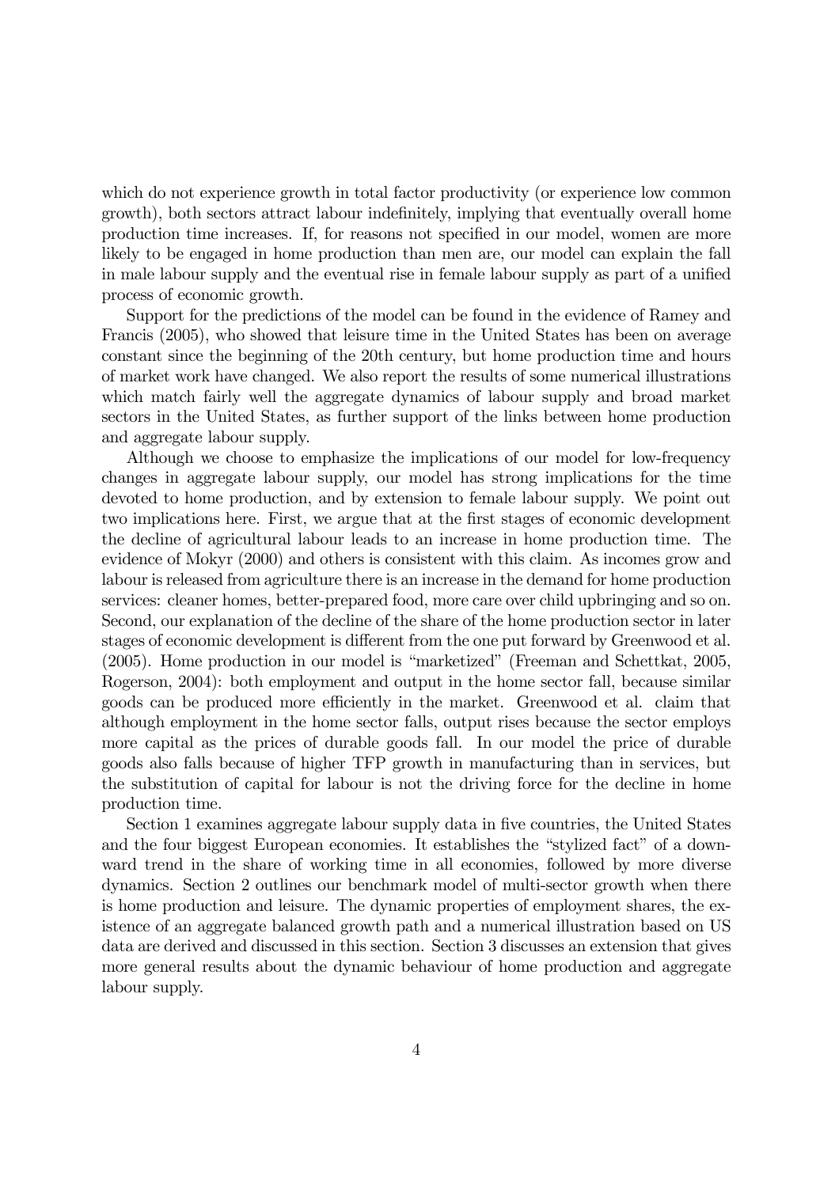which do not experience growth in total factor productivity (or experience low common growth), both sectors attract labour indefinitely, implying that eventually overall home production time increases. If, for reasons not specified in our model, women are more likely to be engaged in home production than men are, our model can explain the fall in male labour supply and the eventual rise in female labour supply as part of a unified process of economic growth.

Support for the predictions of the model can be found in the evidence of Ramey and Francis (2005), who showed that leisure time in the United States has been on average constant since the beginning of the 20th century, but home production time and hours of market work have changed. We also report the results of some numerical illustrations which match fairly well the aggregate dynamics of labour supply and broad market sectors in the United States, as further support of the links between home production and aggregate labour supply.

Although we choose to emphasize the implications of our model for low-frequency changes in aggregate labour supply, our model has strong implications for the time devoted to home production, and by extension to female labour supply. We point out two implications here. First, we argue that at the first stages of economic development the decline of agricultural labour leads to an increase in home production time. The evidence of Mokyr (2000) and others is consistent with this claim. As incomes grow and labour is released from agriculture there is an increase in the demand for home production services: cleaner homes, better-prepared food, more care over child upbringing and so on. Second, our explanation of the decline of the share of the home production sector in later stages of economic development is different from the one put forward by Greenwood et al. (2005). Home production in our model is "marketized" (Freeman and Schettkat, 2005, Rogerson, 2004): both employment and output in the home sector fall, because similar goods can be produced more efficiently in the market. Greenwood et al. claim that although employment in the home sector falls, output rises because the sector employs more capital as the prices of durable goods fall. In our model the price of durable goods also falls because of higher TFP growth in manufacturing than in services, but the substitution of capital for labour is not the driving force for the decline in home production time.

Section 1 examines aggregate labour supply data in five countries, the United States and the four biggest European economies. It establishes the "stylized fact" of a downward trend in the share of working time in all economies, followed by more diverse dynamics. Section 2 outlines our benchmark model of multi-sector growth when there is home production and leisure. The dynamic properties of employment shares, the existence of an aggregate balanced growth path and a numerical illustration based on US data are derived and discussed in this section. Section 3 discusses an extension that gives more general results about the dynamic behaviour of home production and aggregate labour supply.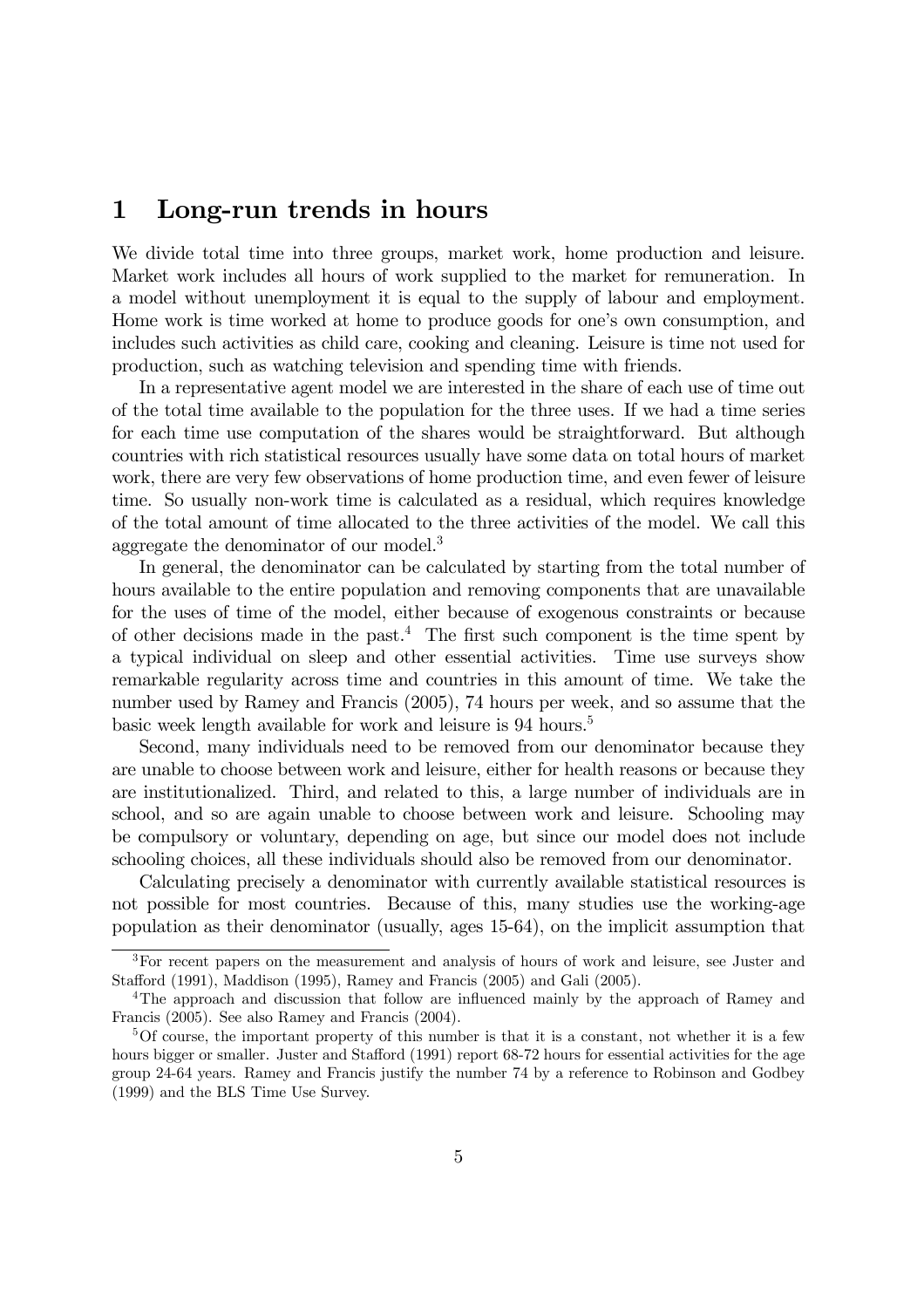# 1 Long-run trends in hours

We divide total time into three groups, market work, home production and leisure. Market work includes all hours of work supplied to the market for remuneration. In a model without unemployment it is equal to the supply of labour and employment. Home work is time worked at home to produce goods for one's own consumption, and includes such activities as child care, cooking and cleaning. Leisure is time not used for production, such as watching television and spending time with friends.

In a representative agent model we are interested in the share of each use of time out of the total time available to the population for the three uses. If we had a time series for each time use computation of the shares would be straightforward. But although countries with rich statistical resources usually have some data on total hours of market work, there are very few observations of home production time, and even fewer of leisure time. So usually non-work time is calculated as a residual, which requires knowledge of the total amount of time allocated to the three activities of the model. We call this aggregate the denominator of our model.[3]

In general, the denominator can be calculated by starting from the total number of hours available to the entire population and removing components that are unavailable for the uses of time of the model, either because of exogenous constraints or because of other decisions made in the past.[4] The first such component is the time spent by a typical individual on sleep and other essential activities. Time use surveys show remarkable regularity across time and countries in this amount of time. We take the number used by Ramey and Francis (2005), 74 hours per week, and so assume that the basic week length available for work and leisure is 94 hours.[5]

Second, many individuals need to be removed from our denominator because they are unable to choose between work and leisure, either for health reasons or because they are institutionalized. Third, and related to this, a large number of individuals are in school, and so are again unable to choose between work and leisure. Schooling may be compulsory or voluntary, depending on age, but since our model does not include schooling choices, all these individuals should also be removed from our denominator.

Calculating precisely a denominator with currently available statistical resources is not possible for most countries. Because of this, many studies use the working-age population as their denominator (usually, ages 15-64), on the implicit assumption that

---

[3] For recent papers on the measurement and analysis of hours of work and leisure, see Juster and Stafford (1991), Maddison (1995), Ramey and Francis (2005) and Gali (2005).

[4] The approach and discussion that follow are influenced mainly by the approach of Ramey and Francis (2005). See also Ramey and Francis (2004).

[5] Of course, the important property of this number is that it is a constant, not whether it is a few hours bigger or smaller. Juster and Stafford (1991) report 68-72 hours for essential activities for the age group 24-64 years. Ramey and Francis justify the number 74 by a reference to Robinson and Godbey (1999) and the BLS Time Use Survey.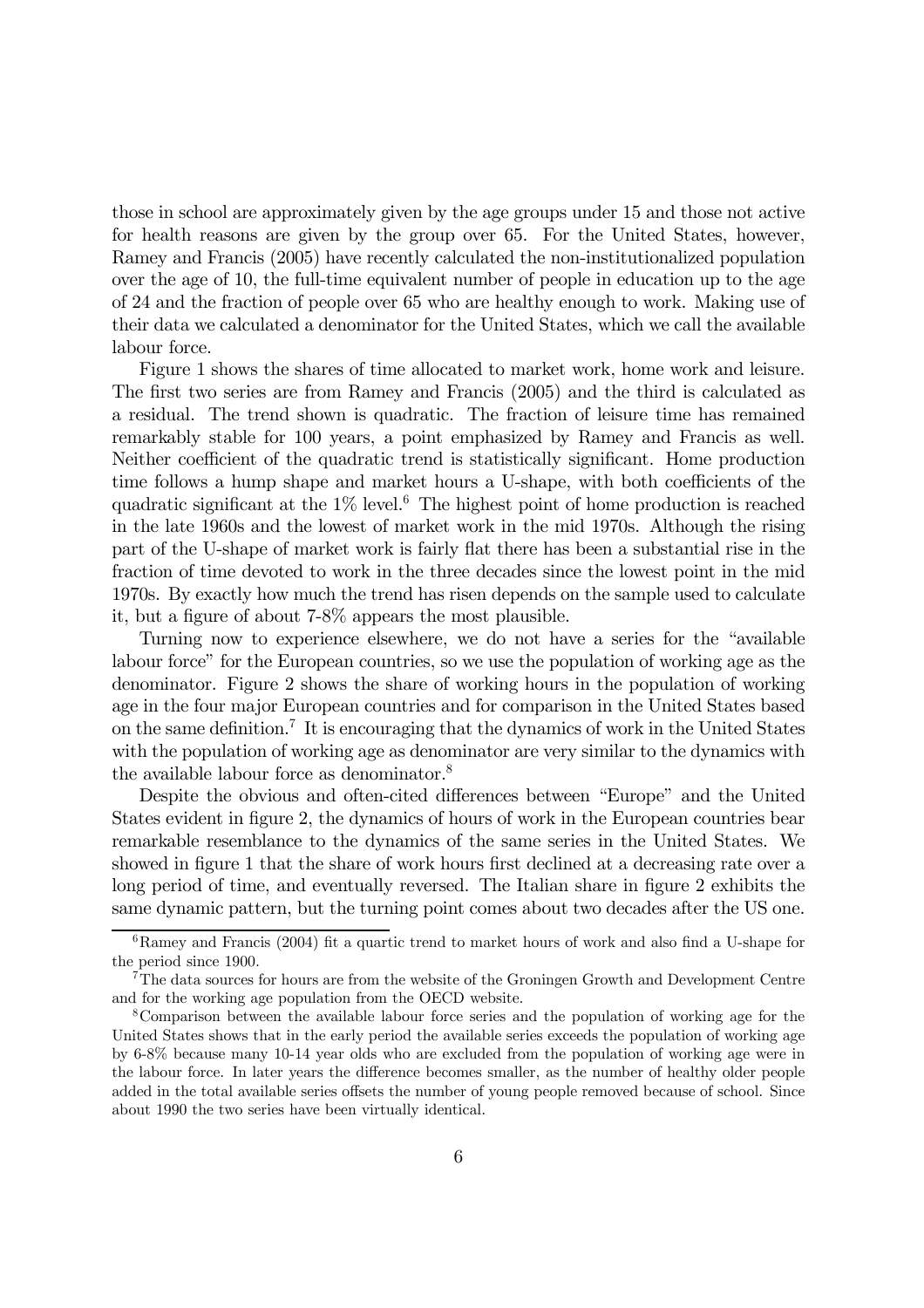those in school are approximately given by the age groups under 15 and those not active for health reasons are given by the group over 65. For the United States, however, Ramey and Francis (2005) have recently calculated the non-institutionalized population over the age of 10, the full-time equivalent number of people in education up to the age of 24 and the fraction of people over 65 who are healthy enough to work. Making use of their data we calculated a denominator for the United States, which we call the available labour force.

Figure 1 shows the shares of time allocated to market work, home work and leisure. The first two series are from Ramey and Francis (2005) and the third is calculated as a residual. The trend shown is quadratic. The fraction of leisure time has remained remarkably stable for 100 years, a point emphasized by Ramey and Francis as well. Neither coefficient of the quadratic trend is statistically significant. Home production time follows a hump shape and market hours a U-shape, with both coefficients of the quadratic significant at the 1% level.[6] The highest point of home production is reached in the late 1960s and the lowest of market work in the mid 1970s. Although the rising part of the U-shape of market work is fairly flat there has been a substantial rise in the fraction of time devoted to work in the three decades since the lowest point in the mid 1970s. By exactly how much the trend has risen depends on the sample used to calculate it, but a figure of about 7-8% appears the most plausible.

Turning now to experience elsewhere, we do not have a series for the "available labour force" for the European countries, so we use the population of working age as the denominator. Figure 2 shows the share of working hours in the population of working age in the four major European countries and for comparison in the United States based on the same definition.[7] It is encouraging that the dynamics of work in the United States with the population of working age as denominator are very similar to the dynamics with the available labour force as denominator.[8]

Despite the obvious and often-cited differences between "Europe" and the United States evident in figure 2, the dynamics of hours of work in the European countries bear remarkable resemblance to the dynamics of the same series in the United States. We showed in figure 1 that the share of work hours first declined at a decreasing rate over a long period of time, and eventually reversed. The Italian share in figure 2 exhibits the same dynamic pattern, but the turning point comes about two decades after the US one.

---

[6] Ramey and Francis (2004) fit a quartic trend to market hours of work and also find a U-shape for the period since 1900.

[7] The data sources for hours are from the website of the Groningen Growth and Development Centre and for the working age population from the OECD website.

[8] Comparison between the available labour force series and the population of working age for the United States shows that in the early period the available series exceeds the population of working age by 6-8% because many 10-14 year olds who are excluded from the population of working age were in the labour force. In later years the difference becomes smaller, as the number of healthy older people added in the total available series offsets the number of young people removed because of school. Since about 1990 the two series have been virtually identical.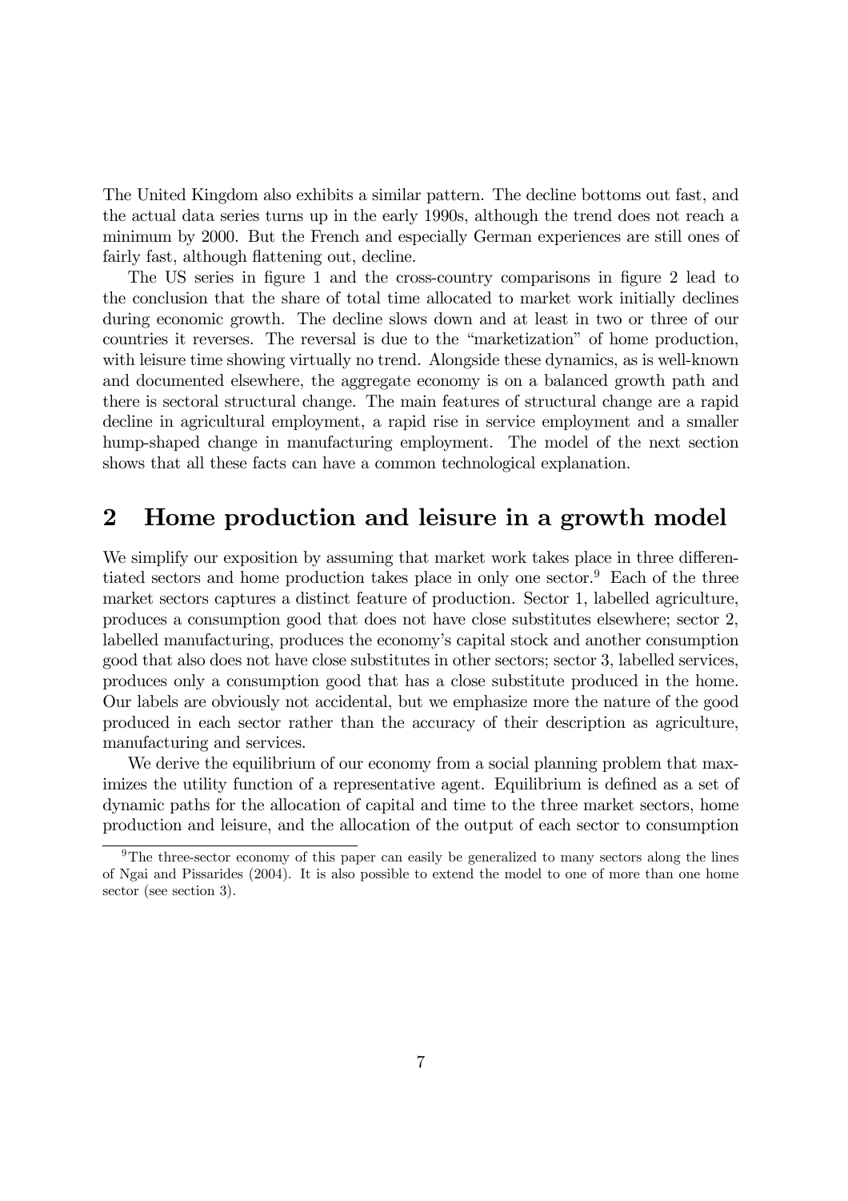The United Kingdom also exhibits a similar pattern. The decline bottoms out fast, and the actual data series turns up in the early 1990s, although the trend does not reach a minimum by 2000. But the French and especially German experiences are still ones of fairly fast, although flattening out, decline.

The US series in figure 1 and the cross-country comparisons in figure 2 lead to the conclusion that the share of total time allocated to market work initially declines during economic growth. The decline slows down and at least in two or three of our countries it reverses. The reversal is due to the "marketization" of home production, with leisure time showing virtually no trend. Alongside these dynamics, as is well-known and documented elsewhere, the aggregate economy is on a balanced growth path and there is sectoral structural change. The main features of structural change are a rapid decline in agricultural employment, a rapid rise in service employment and a smaller hump-shaped change in manufacturing employment. The model of the next section shows that all these facts can have a common technological explanation.

## 2 Home production and leisure in a growth model

We simplify our exposition by assuming that market work takes place in three differentiated sectors and home production takes place in only one sector.[9] Each of the three market sectors captures a distinct feature of production. Sector 1, labelled agriculture, produces a consumption good that does not have close substitutes elsewhere; sector 2, labelled manufacturing, produces the economy's capital stock and another consumption good that also does not have close substitutes in other sectors; sector 3, labelled services, produces only a consumption good that has a close substitute produced in the home. Our labels are obviously not accidental, but we emphasize more the nature of the good produced in each sector rather than the accuracy of their description as agriculture, manufacturing and services.

We derive the equilibrium of our economy from a social planning problem that maximizes the utility function of a representative agent. Equilibrium is defined as a set of dynamic paths for the allocation of capital and time to the three market sectors, home production and leisure, and the allocation of the output of each sector to consumption

[9] The three-sector economy of this paper can easily be generalized to many sectors along the lines of Ngai and Pissarides (2004). It is also possible to extend the model to one of more than one home sector (see section 3).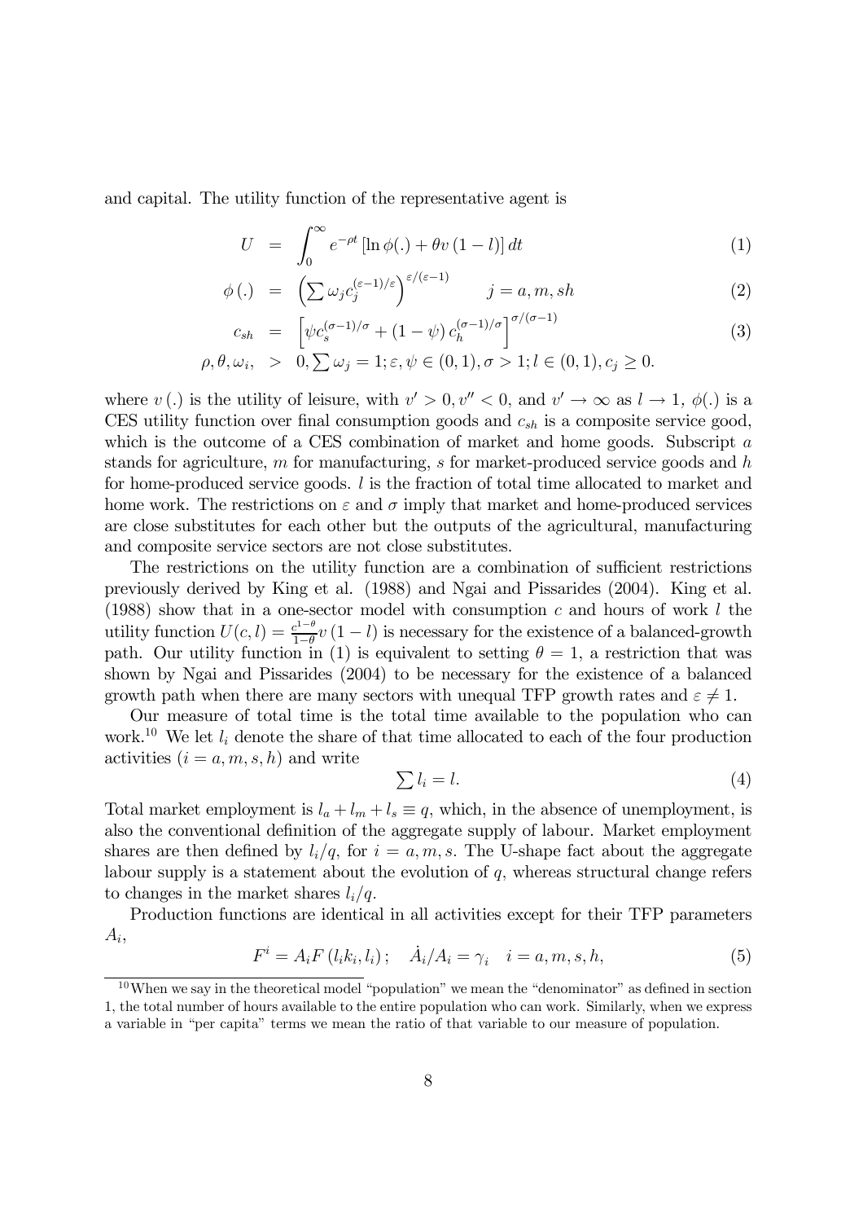and capital. The utility function of the representative agent is

$$
\begin{aligned}
U &= \int_0^\infty e^{-\rho t} \left[ \ln \phi(.) + \theta v(1-l) \right] dt & (1) \\
\phi(.) &= \left( \sum \omega_j c_j^{(\varepsilon-1)/\varepsilon} \right)^{\varepsilon/(\varepsilon-1)} \qquad j = a, m, sh & (2) \\
c_{sh} &= \left[ \psi c_s^{(\sigma-1)/\sigma} + (1-\psi) c_h^{(\sigma-1)/\sigma} \right]^{\sigma/(\sigma-1)} & (3) \\
\rho, \theta, \omega_i, &> 0, \sum \omega_j = 1; \varepsilon, \psi \in (0,1), \sigma > 1; l \in (0,1), c_j \geq 0.
\end{aligned}
$$

where $v(.)$ is the utility of leisure, with $v' > 0, v'' < 0$, and $v' \to \infty$ as $l \to 1$, $\phi(.)$ is a CES utility function over final consumption goods and $c_{sh}$ is a composite service good, which is the outcome of a CES combination of market and home goods. Subscript $a$ stands for agriculture, $m$ for manufacturing, $s$ for market-produced service goods and $h$ for home-produced service goods. $l$ is the fraction of total time allocated to market and home work. The restrictions on $\varepsilon$ and $\sigma$ imply that market and home-produced services are close substitutes for each other but the outputs of the agricultural, manufacturing and composite service sectors are not close substitutes.

The restrictions on the utility function are a combination of sufficient restrictions previously derived by King et al. (1988) and Ngai and Pissarides (2004). King et al. (1988) show that in a one-sector model with consumption $c$ and hours of work $l$ the utility function $U(c,l) = \frac{c^{1-\theta}}{1-\theta} v(1-l)$ is necessary for the existence of a balanced-growth path. Our utility function in (1) is equivalent to setting $\theta = 1$, a restriction that was shown by Ngai and Pissarides (2004) to be necessary for the existence of a balanced growth path when there are many sectors with unequal TFP growth rates and $\varepsilon \neq 1$.

Our measure of total time is the total time available to the population who can work.[10] We let $l_i$ denote the share of that time allocated to each of the four production activities $(i = a, m, s, h)$ and write

$$
\sum l_i = l. \tag{4}
$$

Total market employment is $l_a + l_m + l_s \equiv q$, which, in the absence of unemployment, is also the conventional definition of the aggregate supply of labour. Market employment shares are then defined by $l_i/q$, for $i = a, m, s$. The U-shape fact about the aggregate labour supply is a statement about the evolution of $q$, whereas structural change refers to changes in the market shares $l_i/q$.

Production functions are identical in all activities except for their TFP parameters $A_i$,

$$
F^i = A_i F(l_i k_i, l_i); \quad \dot{A}_i / A_i = \gamma_i \quad i = a, m, s, h, \tag{5}
$$

[10] When we say in the theoretical model "population" we mean the "denominator" as defined in section 1, the total number of hours available to the entire population who can work. Similarly, when we express a variable in "per capita" terms we mean the ratio of that variable to our measure of population.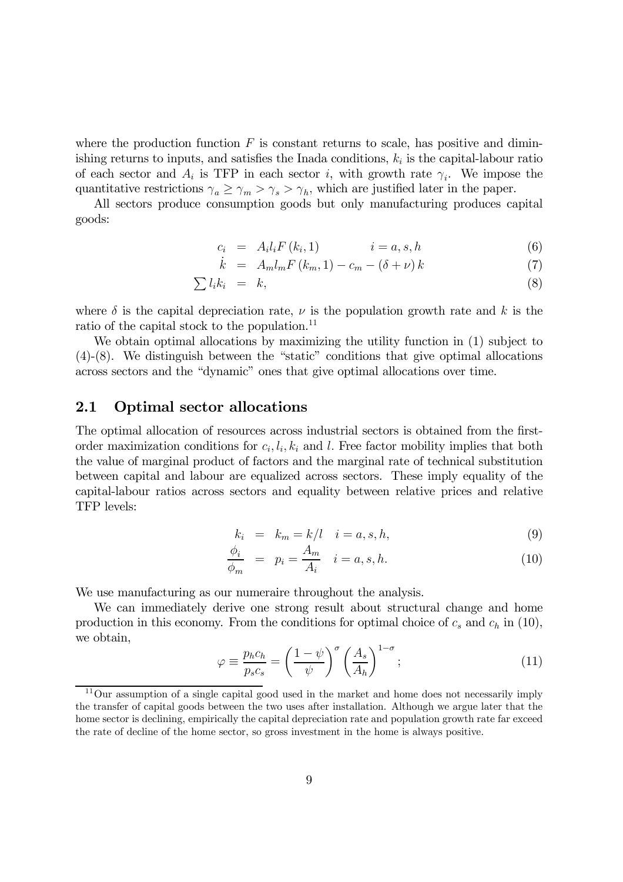where the production function $F$ is constant returns to scale, has positive and diminishing returns to inputs, and satisfies the Inada conditions, $k_i$ is the capital-labour ratio of each sector and $A_i$ is TFP in each sector $i$, with growth rate $\gamma_i$. We impose the quantitative restrictions $\gamma_a \geq \gamma_m > \gamma_s > \gamma_h$, which are justified later in the paper.

All sectors produce consumption goods but only manufacturing produces capital goods:

$$c_i = A_i l_i F(k_i, 1) \qquad i = a, s, h \tag{6}$$

$$\dot{k} = A_m l_m F(k_m, 1) - c_m - (\delta + \nu) k \tag{7}$$

$$\sum l_i k_i = k, \tag{8}$$

where $\delta$ is the capital depreciation rate, $\nu$ is the population growth rate and $k$ is the ratio of the capital stock to the population.[11]

We obtain optimal allocations by maximizing the utility function in (1) subject to (4)-(8). We distinguish between the "static" conditions that give optimal allocations across sectors and the "dynamic" ones that give optimal allocations over time.

## 2.1 Optimal sector allocations

The optimal allocation of resources across industrial sectors is obtained from the first-order maximization conditions for $c_i, l_i, k_i$ and $l$. Free factor mobility implies that both the value of marginal product of factors and the marginal rate of technical substitution between capital and labour are equalized across sectors. These imply equality of the capital-labour ratios across sectors and equality between relative prices and relative TFP levels:

$$k_i = k_m = k/l \quad i = a, s, h, \tag{9}$$

$$\frac{\phi_i}{\phi_m} = p_i = \frac{A_m}{A_i} \quad i = a, s, h. \tag{10}$$

We use manufacturing as our numeraire throughout the analysis.

We can immediately derive one strong result about structural change and home production in this economy. From the conditions for optimal choice of $c_s$ and $c_h$ in (10), we obtain,

$$\varphi \equiv \frac{p_h c_h}{p_s c_s} = \left(\frac{1-\psi}{\psi}\right)^{\sigma} \left(\frac{A_s}{A_h}\right)^{1-\sigma}; \tag{11}$$

[11] Our assumption of a single capital good used in the market and home does not necessarily imply the transfer of capital goods between the two uses after installation. Although we argue later that the home sector is declining, empirically the capital depreciation rate and population growth rate far exceed the rate of decline of the home sector, so gross investment in the home is always positive.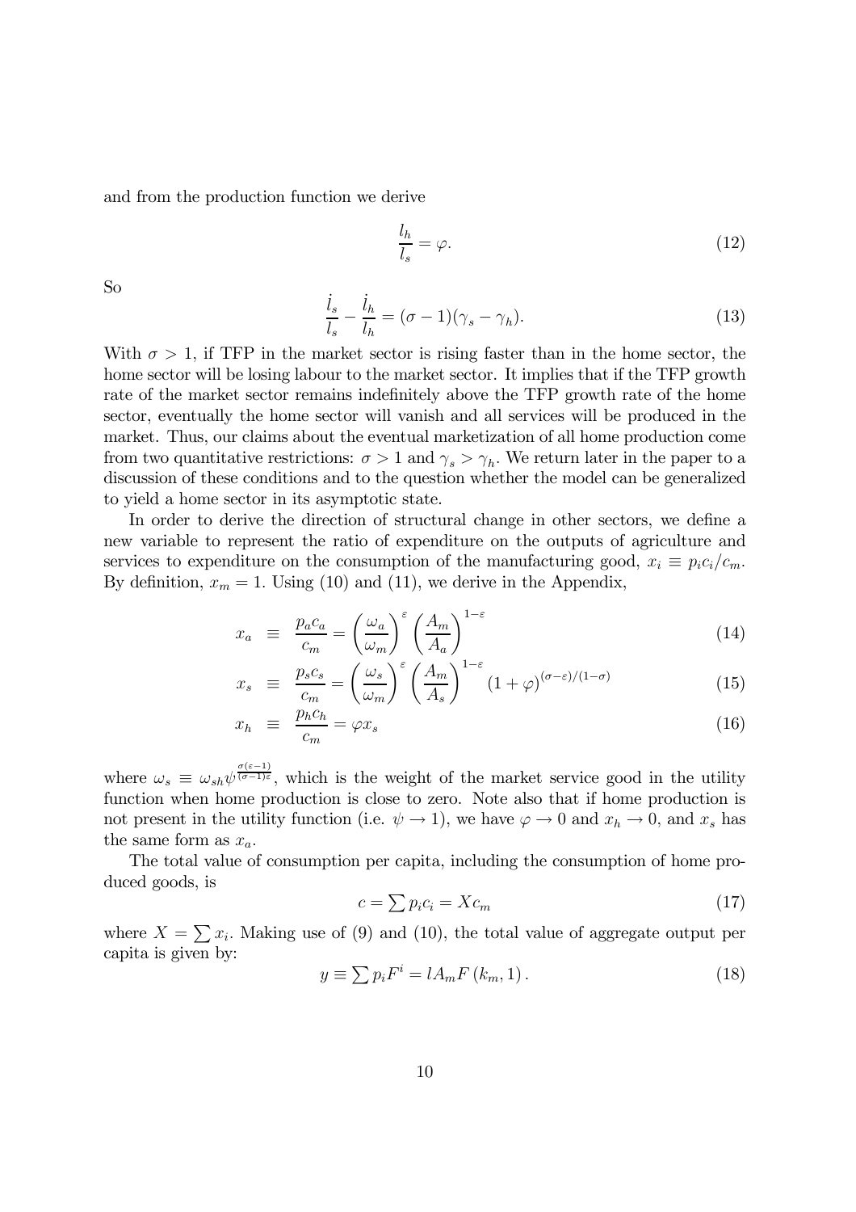and from the production function we derive

$$\frac{l_h}{l_s} = \varphi. \tag{12}$$

So

$$\frac{\dot{l}_s}{l_s} - \frac{\dot{l}_h}{l_h} = (\sigma - 1)(\gamma_s - \gamma_h). \tag{13}$$

With $\sigma > 1$, if TFP in the market sector is rising faster than in the home sector, the home sector will be losing labour to the market sector. It implies that if the TFP growth rate of the market sector remains indefinitely above the TFP growth rate of the home sector, eventually the home sector will vanish and all services will be produced in the market. Thus, our claims about the eventual marketization of all home production come from two quantitative restrictions: $\sigma > 1$ and $\gamma_s > \gamma_h$. We return later in the paper to a discussion of these conditions and to the question whether the model can be generalized to yield a home sector in its asymptotic state.

In order to derive the direction of structural change in other sectors, we define a new variable to represent the ratio of expenditure on the outputs of agriculture and services to expenditure on the consumption of the manufacturing good, $x_i \equiv p_i c_i / c_m$. By definition, $x_m = 1$. Using (10) and (11), we derive in the Appendix,

$$x_a \equiv \frac{p_a c_a}{c_m} = \left(\frac{\omega_a}{\omega_m}\right)^{\varepsilon} \left(\frac{A_m}{A_a}\right)^{1-\varepsilon} \tag{14}$$

$$x_s \equiv \frac{p_s c_s}{c_m} = \left(\frac{\omega_s}{\omega_m}\right)^{\varepsilon} \left(\frac{A_m}{A_s}\right)^{1-\varepsilon} (1+\varphi)^{(\sigma-\varepsilon)/(1-\sigma)} \tag{15}$$

$$x_h \equiv \frac{p_h c_h}{c_m} = \varphi x_s \tag{16}$$

where $\omega_s \equiv \omega_{sh} \psi^{\frac{\sigma(\varepsilon-1)}{(\sigma-1)\varepsilon}}$, which is the weight of the market service good in the utility function when home production is close to zero. Note also that if home production is not present in the utility function (i.e. $\psi \to 1$), we have $\varphi \to 0$ and $x_h \to 0$, and $x_s$ has the same form as $x_a$.

The total value of consumption per capita, including the consumption of home produced goods, is

$$c = \sum p_i c_i = X c_m \tag{17}$$

where $X = \sum x_i$. Making use of (9) and (10), the total value of aggregate output per capita is given by:

$$y \equiv \sum p_i F^i = l A_m F(k_m, 1). \tag{18}$$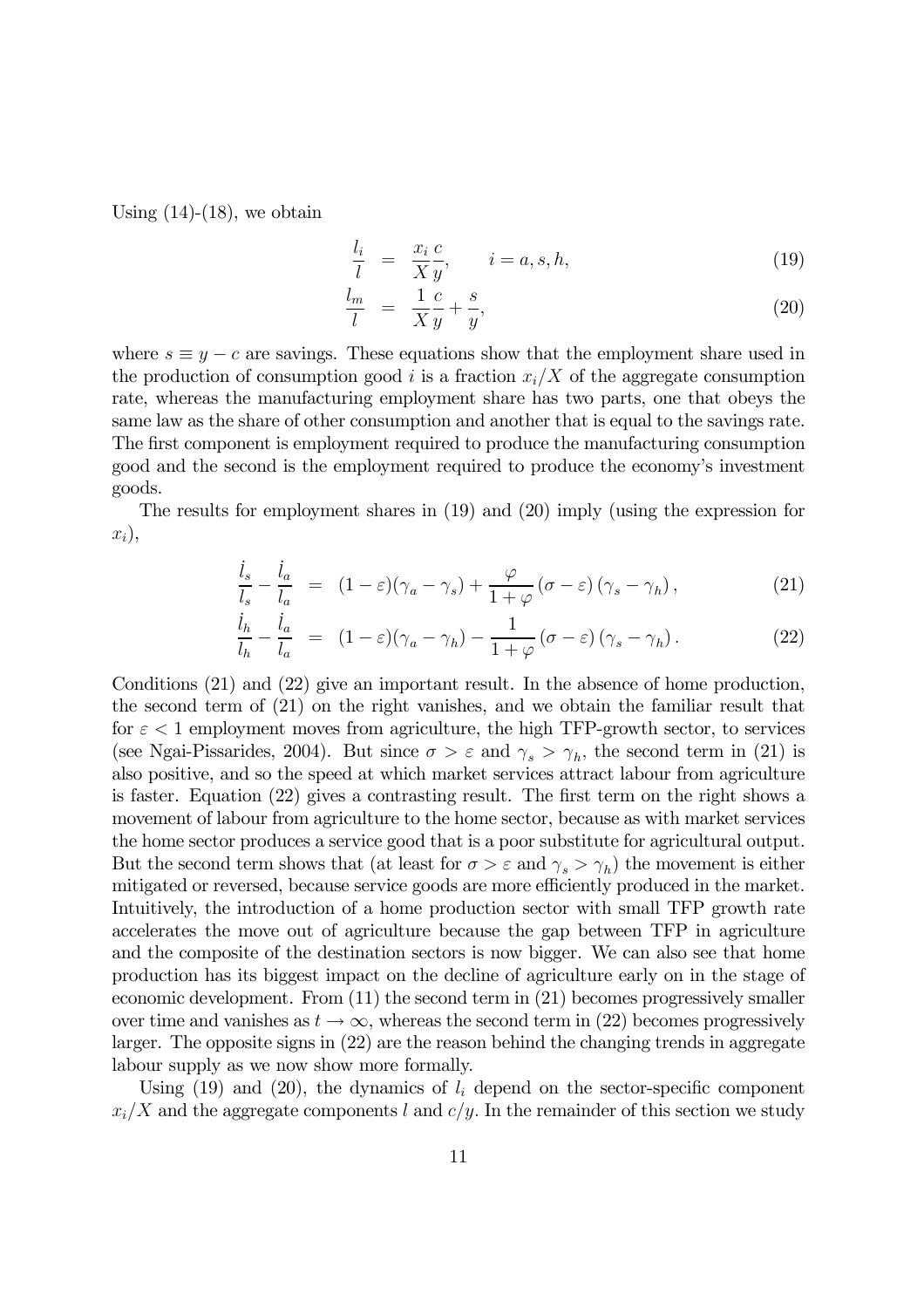Using (14)-(18), we obtain

$$\frac{l_i}{l} = \frac{x_i}{X}\frac{c}{y}, \qquad i = a, s, h, \tag{19}$$

$$\frac{l_m}{l} = \frac{1}{X}\frac{c}{y} + \frac{s}{y}, \tag{20}$$

where $s \equiv y - c$ are savings. These equations show that the employment share used in the production of consumption good $i$ is a fraction $x_i/X$ of the aggregate consumption rate, whereas the manufacturing employment share has two parts, one that obeys the same law as the share of other consumption and another that is equal to the savings rate. The first component is employment required to produce the manufacturing consumption good and the second is the employment required to produce the economy's investment goods.

The results for employment shares in (19) and (20) imply (using the expression for $x_i$),

$$\frac{\dot{l}_s}{l_s} - \frac{\dot{l}_a}{l_a} = (1-\varepsilon)(\gamma_a - \gamma_s) + \frac{\varphi}{1+\varphi}(\sigma - \varepsilon)(\gamma_s - \gamma_h), \tag{21}$$

$$\frac{\dot{l}_h}{l_h} - \frac{\dot{l}_a}{l_a} = (1-\varepsilon)(\gamma_a - \gamma_h) - \frac{1}{1+\varphi}(\sigma - \varepsilon)(\gamma_s - \gamma_h). \tag{22}$$

Conditions (21) and (22) give an important result. In the absence of home production, the second term of (21) on the right vanishes, and we obtain the familiar result that for $\varepsilon < 1$ employment moves from agriculture, the high TFP-growth sector, to services (see Ngai-Pissarides, 2004). But since $\sigma > \varepsilon$ and $\gamma_s > \gamma_h$, the second term in (21) is also positive, and so the speed at which market services attract labour from agriculture is faster. Equation (22) gives a contrasting result. The first term on the right shows a movement of labour from agriculture to the home sector, because as with market services the home sector produces a service good that is a poor substitute for agricultural output. But the second term shows that (at least for $\sigma > \varepsilon$ and $\gamma_s > \gamma_h$) the movement is either mitigated or reversed, because service goods are more efficiently produced in the market. Intuitively, the introduction of a home production sector with small TFP growth rate accelerates the move out of agriculture because the gap between TFP in agriculture and the composite of the destination sectors is now bigger. We can also see that home production has its biggest impact on the decline of agriculture early on in the stage of economic development. From (11) the second term in (21) becomes progressively smaller over time and vanishes as $t \to \infty$, whereas the second term in (22) becomes progressively larger. The opposite signs in (22) are the reason behind the changing trends in aggregate labour supply as we now show more formally.

Using (19) and (20), the dynamics of $l_i$ depend on the sector-specific component $x_i/X$ and the aggregate components $l$ and $c/y$. In the remainder of this section we study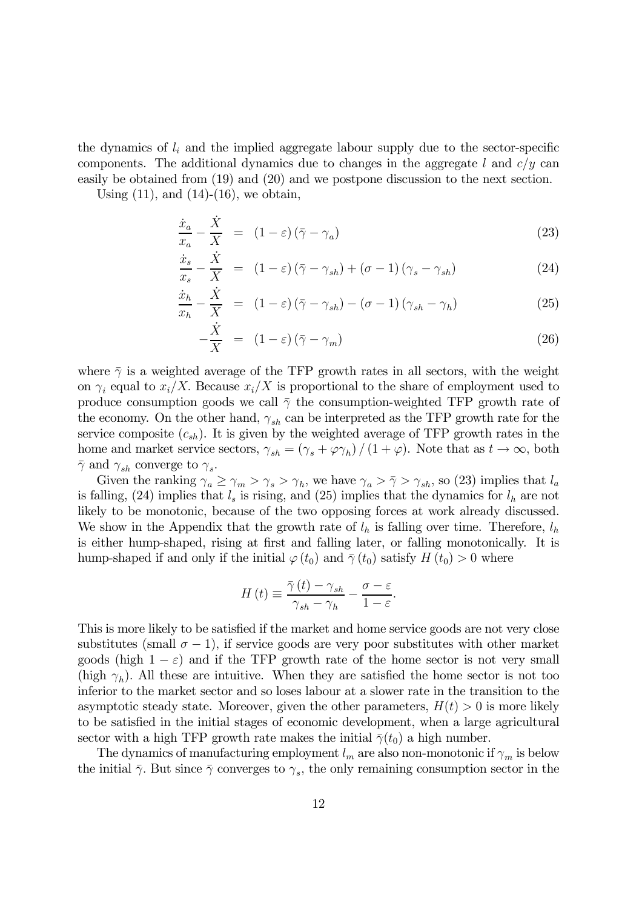the dynamics of $l_i$ and the implied aggregate labour supply due to the sector-specific components. The additional dynamics due to changes in the aggregate $l$ and $c/y$ can easily be obtained from (19) and (20) and we postpone discussion to the next section.

Using (11), and (14)-(16), we obtain,

$$\frac{\dot{x}_a}{x_a} - \frac{\dot{X}}{X} = (1-\varepsilon)(\bar{\gamma} - \gamma_a) \tag{23}$$

$$\frac{\dot{x}_s}{x_s} - \frac{\dot{X}}{X} = (1-\varepsilon)(\bar{\gamma} - \gamma_{sh}) + (\sigma - 1)(\gamma_s - \gamma_{sh}) \tag{24}$$

$$\frac{\dot{x}_h}{x_h} - \frac{\dot{X}}{X} = (1-\varepsilon)(\bar{\gamma} - \gamma_{sh}) - (\sigma - 1)(\gamma_{sh} - \gamma_h) \tag{25}$$

$$-\frac{\dot{X}}{X} = (1-\varepsilon)(\bar{\gamma} - \gamma_m) \tag{26}$$

where $\bar{\gamma}$ is a weighted average of the TFP growth rates in all sectors, with the weight on $\gamma_i$ equal to $x_i/X$. Because $x_i/X$ is proportional to the share of employment used to produce consumption goods we call $\bar{\gamma}$ the consumption-weighted TFP growth rate of the economy. On the other hand, $\gamma_{sh}$ can be interpreted as the TFP growth rate for the service composite ($c_{sh}$). It is given by the weighted average of TFP growth rates in the home and market service sectors, $\gamma_{sh} = (\gamma_s + \varphi\gamma_h)/(1+\varphi)$. Note that as $t \to \infty$, both $\bar{\gamma}$ and $\gamma_{sh}$ converge to $\gamma_s$.

Given the ranking $\gamma_a \geq \gamma_m > \gamma_s > \gamma_h$, we have $\gamma_a > \bar{\gamma} > \gamma_{sh}$, so (23) implies that $l_a$ is falling, (24) implies that $l_s$ is rising, and (25) implies that the dynamics for $l_h$ are not likely to be monotonic, because of the two opposing forces at work already discussed. We show in the Appendix that the growth rate of $l_h$ is falling over time. Therefore, $l_h$ is either hump-shaped, rising at first and falling later, or falling monotonically. It is hump-shaped if and only if the initial $\varphi(t_0)$ and $\bar{\gamma}(t_0)$ satisfy $H(t_0) > 0$ where

$$H(t) \equiv \frac{\bar{\gamma}(t) - \gamma_{sh}}{\gamma_{sh} - \gamma_h} - \frac{\sigma - \varepsilon}{1 - \varepsilon}.$$

This is more likely to be satisfied if the market and home service goods are not very close substitutes (small $\sigma - 1$), if service goods are very poor substitutes with other market goods (high $1 - \varepsilon$) and if the TFP growth rate of the home sector is not very small (high $\gamma_h$). All these are intuitive. When they are satisfied the home sector is not too inferior to the market sector and so loses labour at a slower rate in the transition to the asymptotic steady state. Moreover, given the other parameters, $H(t) > 0$ is more likely to be satisfied in the initial stages of economic development, when a large agricultural sector with a high TFP growth rate makes the initial $\bar{\gamma}(t_0)$ a high number.

The dynamics of manufacturing employment $l_m$ are also non-monotonic if $\gamma_m$ is below the initial $\bar{\gamma}$. But since $\bar{\gamma}$ converges to $\gamma_s$, the only remaining consumption sector in the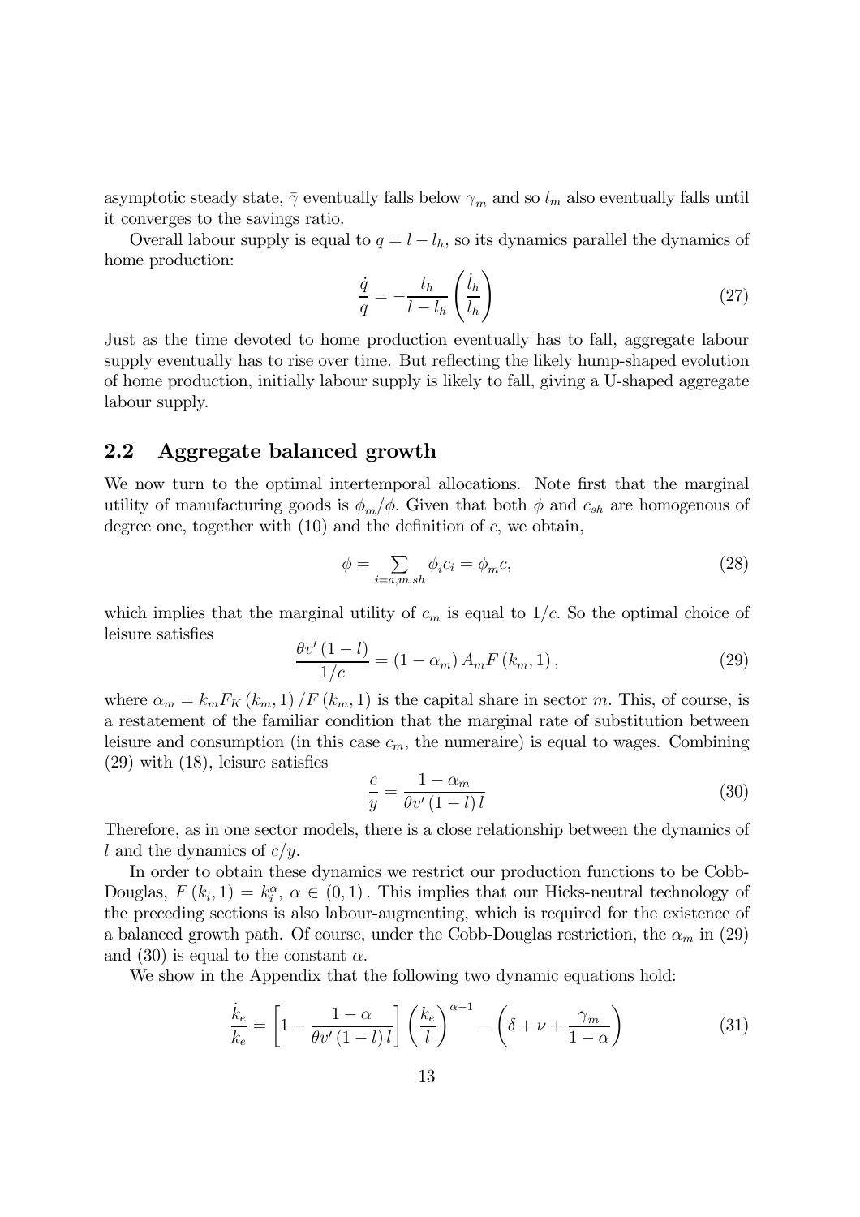asymptotic steady state, $\bar{\gamma}$ eventually falls below $\gamma_m$ and so $l_m$ also eventually falls until it converges to the savings ratio.

Overall labour supply is equal to $q = l - l_h$, so its dynamics parallel the dynamics of home production:

$$\frac{\dot{q}}{q} = -\frac{l_h}{l - l_h}\left(\frac{\dot{l}_h}{l_h}\right) \tag{27}$$

Just as the time devoted to home production eventually has to fall, aggregate labour supply eventually has to rise over time. But reflecting the likely hump-shaped evolution of home production, initially labour supply is likely to fall, giving a U-shaped aggregate labour supply.

## 2.2 Aggregate balanced growth

We now turn to the optimal intertemporal allocations. Note first that the marginal utility of manufacturing goods is $\phi_m/\phi$. Given that both $\phi$ and $c_{sh}$ are homogenous of degree one, together with (10) and the definition of $c$, we obtain,

$$\phi = \sum_{i=a,m,sh} \phi_i c_i = \phi_m c, \tag{28}$$

which implies that the marginal utility of $c_m$ is equal to $1/c$. So the optimal choice of leisure satisfies

$$\frac{\theta v'(1-l)}{1/c} = (1-\alpha_m) A_m F(k_m, 1), \tag{29}$$

where $\alpha_m = k_m F_K(k_m, 1)/F(k_m, 1)$ is the capital share in sector $m$. This, of course, is a restatement of the familiar condition that the marginal rate of substitution between leisure and consumption (in this case $c_m$, the numeraire) is equal to wages. Combining (29) with (18), leisure satisfies

$$\frac{c}{y} = \frac{1-\alpha_m}{\theta v'(1-l)\, l} \tag{30}$$

Therefore, as in one sector models, there is a close relationship between the dynamics of $l$ and the dynamics of $c/y$.

In order to obtain these dynamics we restrict our production functions to be Cobb-Douglas, $F(k_i, 1) = k_i^{\alpha}$, $\alpha \in (0,1)$. This implies that our Hicks-neutral technology of the preceding sections is also labour-augmenting, which is required for the existence of a balanced growth path. Of course, under the Cobb-Douglas restriction, the $\alpha_m$ in (29) and (30) is equal to the constant $\alpha$.

We show in the Appendix that the following two dynamic equations hold:

$$\frac{\dot{k}_e}{k_e} = \left[1 - \frac{1-\alpha}{\theta v'(1-l)\, l}\right]\left(\frac{k_e}{l}\right)^{\alpha-1} - \left(\delta + \nu + \frac{\gamma_m}{1-\alpha}\right) \tag{31}$$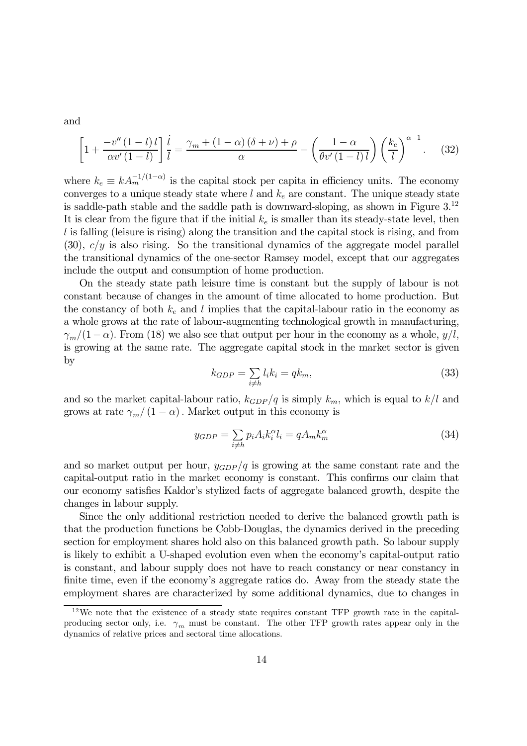and

$$\left[1+\frac{-v''(1-l)\,l}{\alpha v'(1-l)}\right]\frac{\dot{l}}{l}=\frac{\gamma_m+(1-\alpha)(\delta+\nu)+\rho}{\alpha}-\left(\frac{1-\alpha}{\theta v'(1-l)\,l}\right)\left(\frac{k_e}{l}\right)^{\alpha-1}. \quad (32)$$

where $k_e \equiv kA_m^{-1/(1-\alpha)}$ is the capital stock per capita in efficiency units. The economy converges to a unique steady state where $l$ and $k_e$ are constant. The unique steady state is saddle-path stable and the saddle path is downward-sloping, as shown in Figure 3.[12] It is clear from the figure that if the initial $k_e$ is smaller than its steady-state level, then $l$ is falling (leisure is rising) along the transition and the capital stock is rising, and from (30), $c/y$ is also rising. So the transitional dynamics of the aggregate model parallel the transitional dynamics of the one-sector Ramsey model, except that our aggregates include the output and consumption of home production.

On the steady state path leisure time is constant but the supply of labour is not constant because of changes in the amount of time allocated to home production. But the constancy of both $k_e$ and $l$ implies that the capital-labour ratio in the economy as a whole grows at the rate of labour-augmenting technological growth in manufacturing, $\gamma_m/(1-\alpha)$. From (18) we also see that output per hour in the economy as a whole, $y/l$, is growing at the same rate. The aggregate capital stock in the market sector is given by

$$k_{GDP}=\sum_{i\neq h} l_i k_i = q k_m, \quad (33)$$

and so the market capital-labour ratio, $k_{GDP}/q$ is simply $k_m$, which is equal to $k/l$ and grows at rate $\gamma_m/(1-\alpha)$. Market output in this economy is

$$y_{GDP}=\sum_{i\neq h} p_i A_i k_i^{\alpha} l_i = q A_m k_m^{\alpha} \quad (34)$$

and so market output per hour, $y_{GDP}/q$ is growing at the same constant rate and the capital-output ratio in the market economy is constant. This confirms our claim that our economy satisfies Kaldor's stylized facts of aggregate balanced growth, despite the changes in labour supply.

Since the only additional restriction needed to derive the balanced growth path is that the production functions be Cobb-Douglas, the dynamics derived in the preceding section for employment shares hold also on this balanced growth path. So labour supply is likely to exhibit a U-shaped evolution even when the economy's capital-output ratio is constant, and labour supply does not have to reach constancy or near constancy in finite time, even if the economy's aggregate ratios do. Away from the steady state the employment shares are characterized by some additional dynamics, due to changes in

[12] We note that the existence of a steady state requires constant TFP growth rate in the capital-producing sector only, i.e. $\gamma_m$ must be constant. The other TFP growth rates appear only in the dynamics of relative prices and sectoral time allocations.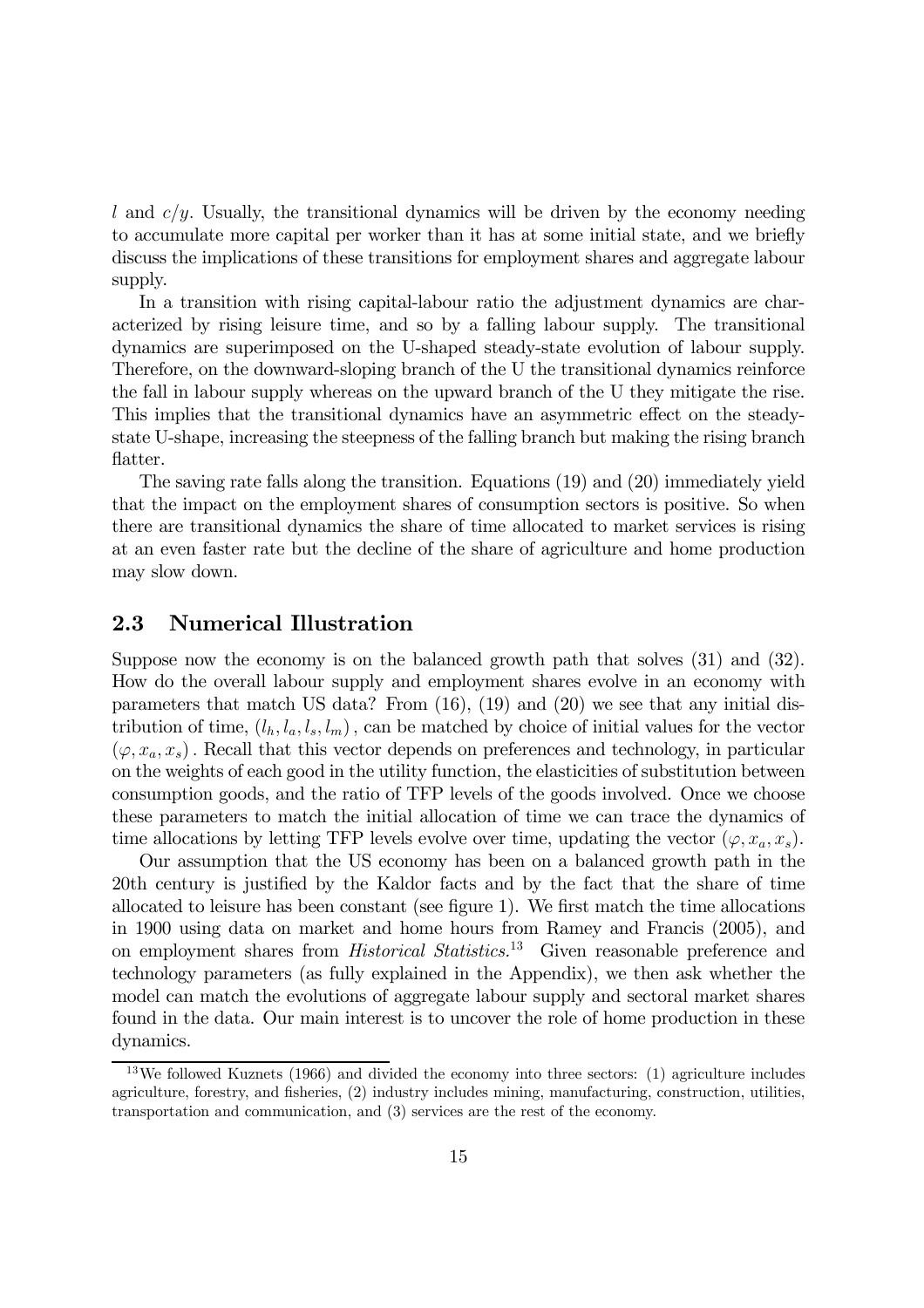$l$ and $c/y$. Usually, the transitional dynamics will be driven by the economy needing to accumulate more capital per worker than it has at some initial state, and we briefly discuss the implications of these transitions for employment shares and aggregate labour supply.

In a transition with rising capital-labour ratio the adjustment dynamics are characterized by rising leisure time, and so by a falling labour supply. The transitional dynamics are superimposed on the U-shaped steady-state evolution of labour supply. Therefore, on the downward-sloping branch of the U the transitional dynamics reinforce the fall in labour supply whereas on the upward branch of the U they mitigate the rise. This implies that the transitional dynamics have an asymmetric effect on the steady-state U-shape, increasing the steepness of the falling branch but making the rising branch flatter.

The saving rate falls along the transition. Equations (19) and (20) immediately yield that the impact on the employment shares of consumption sectors is positive. So when there are transitional dynamics the share of time allocated to market services is rising at an even faster rate but the decline of the share of agriculture and home production may slow down.

## 2.3 Numerical Illustration

Suppose now the economy is on the balanced growth path that solves (31) and (32). How do the overall labour supply and employment shares evolve in an economy with parameters that match US data? From (16), (19) and (20) we see that any initial distribution of time, $(l_h, l_a, l_s, l_m)$, can be matched by choice of initial values for the vector $(\varphi, x_a, x_s)$. Recall that this vector depends on preferences and technology, in particular on the weights of each good in the utility function, the elasticities of substitution between consumption goods, and the ratio of TFP levels of the goods involved. Once we choose these parameters to match the initial allocation of time we can trace the dynamics of time allocations by letting TFP levels evolve over time, updating the vector $(\varphi, x_a, x_s)$.

Our assumption that the US economy has been on a balanced growth path in the 20th century is justified by the Kaldor facts and by the fact that the share of time allocated to leisure has been constant (see figure 1). We first match the time allocations in 1900 using data on market and home hours from Ramey and Francis (2005), and on employment shares from *Historical Statistics*.[13] Given reasonable preference and technology parameters (as fully explained in the Appendix), we then ask whether the model can match the evolutions of aggregate labour supply and sectoral market shares found in the data. Our main interest is to uncover the role of home production in these dynamics.

[13] We followed Kuznets (1966) and divided the economy into three sectors: (1) agriculture includes agriculture, forestry, and fisheries, (2) industry includes mining, manufacturing, construction, utilities, transportation and communication, and (3) services are the rest of the economy.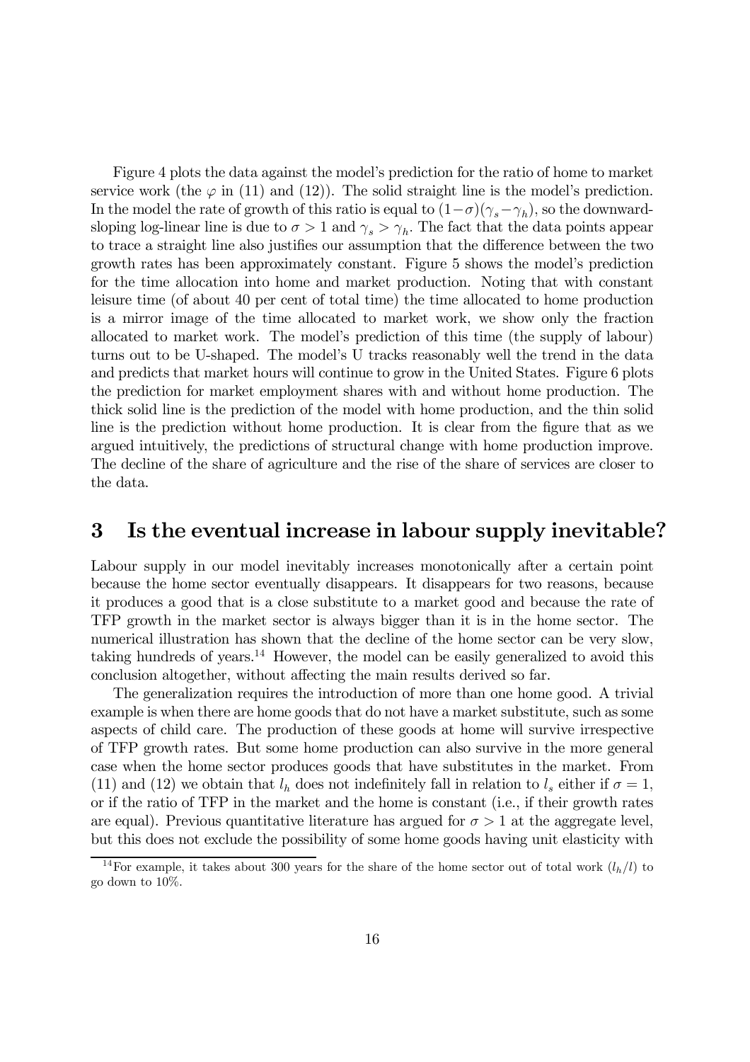Figure 4 plots the data against the model's prediction for the ratio of home to market service work (the $\varphi$ in (11) and (12)). The solid straight line is the model's prediction. In the model the rate of growth of this ratio is equal to $(1-\sigma)(\gamma_s-\gamma_h)$, so the downward-sloping log-linear line is due to $\sigma > 1$ and $\gamma_s > \gamma_h$. The fact that the data points appear to trace a straight line also justifies our assumption that the difference between the two growth rates has been approximately constant. Figure 5 shows the model's prediction for the time allocation into home and market production. Noting that with constant leisure time (of about 40 per cent of total time) the time allocated to home production is a mirror image of the time allocated to market work, we show only the fraction allocated to market work. The model's prediction of this time (the supply of labour) turns out to be U-shaped. The model's U tracks reasonably well the trend in the data and predicts that market hours will continue to grow in the United States. Figure 6 plots the prediction for market employment shares with and without home production. The thick solid line is the prediction of the model with home production, and the thin solid line is the prediction without home production. It is clear from the figure that as we argued intuitively, the predictions of structural change with home production improve. The decline of the share of agriculture and the rise of the share of services are closer to the data.

# 3 Is the eventual increase in labour supply inevitable?

Labour supply in our model inevitably increases monotonically after a certain point because the home sector eventually disappears. It disappears for two reasons, because it produces a good that is a close substitute to a market good and because the rate of TFP growth in the market sector is always bigger than it is in the home sector. The numerical illustration has shown that the decline of the home sector can be very slow, taking hundreds of years.[14] However, the model can be easily generalized to avoid this conclusion altogether, without affecting the main results derived so far.

The generalization requires the introduction of more than one home good. A trivial example is when there are home goods that do not have a market substitute, such as some aspects of child care. The production of these goods at home will survive irrespective of TFP growth rates. But some home production can also survive in the more general case when the home sector produces goods that have substitutes in the market. From (11) and (12) we obtain that $l_h$ does not indefinitely fall in relation to $l_s$ either if $\sigma = 1$, or if the ratio of TFP in the market and the home is constant (i.e., if their growth rates are equal). Previous quantitative literature has argued for $\sigma > 1$ at the aggregate level, but this does not exclude the possibility of some home goods having unit elasticity with

[14] For example, it takes about 300 years for the share of the home sector out of total work ($l_h/l$) to go down to 10%.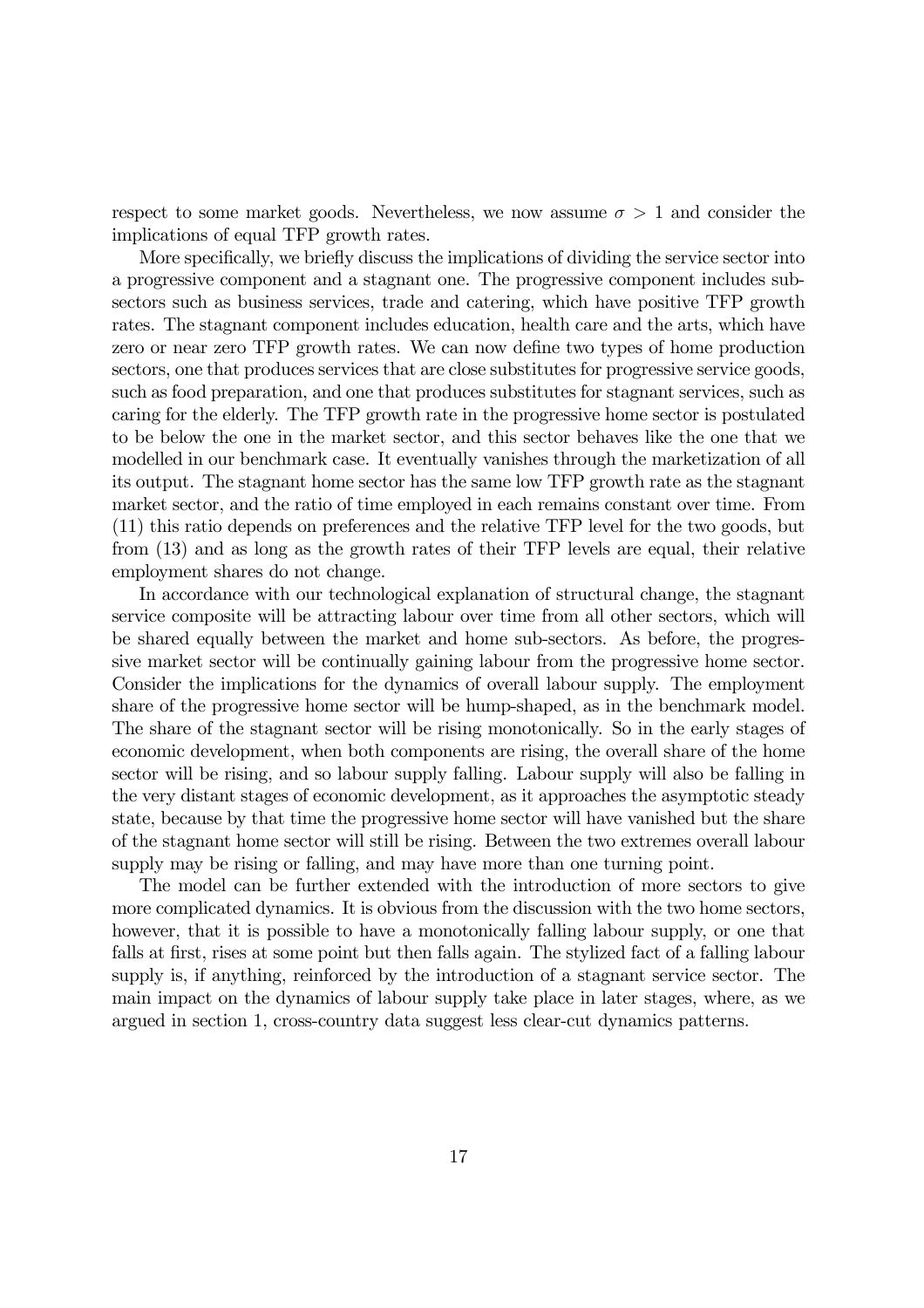respect to some market goods. Nevertheless, we now assume $\sigma > 1$ and consider the implications of equal TFP growth rates.

More specifically, we briefly discuss the implications of dividing the service sector into a progressive component and a stagnant one. The progressive component includes subsectors such as business services, trade and catering, which have positive TFP growth rates. The stagnant component includes education, health care and the arts, which have zero or near zero TFP growth rates. We can now define two types of home production sectors, one that produces services that are close substitutes for progressive service goods, such as food preparation, and one that produces substitutes for stagnant services, such as caring for the elderly. The TFP growth rate in the progressive home sector is postulated to be below the one in the market sector, and this sector behaves like the one that we modelled in our benchmark case. It eventually vanishes through the marketization of all its output. The stagnant home sector has the same low TFP growth rate as the stagnant market sector, and the ratio of time employed in each remains constant over time. From (11) this ratio depends on preferences and the relative TFP level for the two goods, but from (13) and as long as the growth rates of their TFP levels are equal, their relative employment shares do not change.

In accordance with our technological explanation of structural change, the stagnant service composite will be attracting labour over time from all other sectors, which will be shared equally between the market and home sub-sectors. As before, the progressive market sector will be continually gaining labour from the progressive home sector. Consider the implications for the dynamics of overall labour supply. The employment share of the progressive home sector will be hump-shaped, as in the benchmark model. The share of the stagnant sector will be rising monotonically. So in the early stages of economic development, when both components are rising, the overall share of the home sector will be rising, and so labour supply falling. Labour supply will also be falling in the very distant stages of economic development, as it approaches the asymptotic steady state, because by that time the progressive home sector will have vanished but the share of the stagnant home sector will still be rising. Between the two extremes overall labour supply may be rising or falling, and may have more than one turning point.

The model can be further extended with the introduction of more sectors to give more complicated dynamics. It is obvious from the discussion with the two home sectors, however, that it is possible to have a monotonically falling labour supply, or one that falls at first, rises at some point but then falls again. The stylized fact of a falling labour supply is, if anything, reinforced by the introduction of a stagnant service sector. The main impact on the dynamics of labour supply take place in later stages, where, as we argued in section 1, cross-country data suggest less clear-cut dynamics patterns.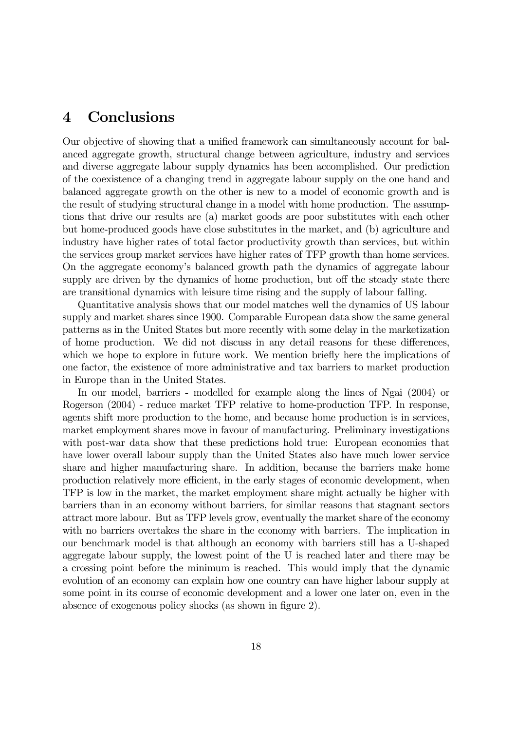# 4 Conclusions

Our objective of showing that a unified framework can simultaneously account for balanced aggregate growth, structural change between agriculture, industry and services and diverse aggregate labour supply dynamics has been accomplished. Our prediction of the coexistence of a changing trend in aggregate labour supply on the one hand and balanced aggregate growth on the other is new to a model of economic growth and is the result of studying structural change in a model with home production. The assumptions that drive our results are (a) market goods are poor substitutes with each other but home-produced goods have close substitutes in the market, and (b) agriculture and industry have higher rates of total factor productivity growth than services, but within the services group market services have higher rates of TFP growth than home services. On the aggregate economy's balanced growth path the dynamics of aggregate labour supply are driven by the dynamics of home production, but off the steady state there are transitional dynamics with leisure time rising and the supply of labour falling.

Quantitative analysis shows that our model matches well the dynamics of US labour supply and market shares since 1900. Comparable European data show the same general patterns as in the United States but more recently with some delay in the marketization of home production. We did not discuss in any detail reasons for these differences, which we hope to explore in future work. We mention briefly here the implications of one factor, the existence of more administrative and tax barriers to market production in Europe than in the United States.

In our model, barriers - modelled for example along the lines of Ngai (2004) or Rogerson (2004) - reduce market TFP relative to home-production TFP. In response, agents shift more production to the home, and because home production is in services, market employment shares move in favour of manufacturing. Preliminary investigations with post-war data show that these predictions hold true: European economies that have lower overall labour supply than the United States also have much lower service share and higher manufacturing share. In addition, because the barriers make home production relatively more efficient, in the early stages of economic development, when TFP is low in the market, the market employment share might actually be higher with barriers than in an economy without barriers, for similar reasons that stagnant sectors attract more labour. But as TFP levels grow, eventually the market share of the economy with no barriers overtakes the share in the economy with barriers. The implication in our benchmark model is that although an economy with barriers still has a U-shaped aggregate labour supply, the lowest point of the U is reached later and there may be a crossing point before the minimum is reached. This would imply that the dynamic evolution of an economy can explain how one country can have higher labour supply at some point in its course of economic development and a lower one later on, even in the absence of exogenous policy shocks (as shown in figure 2).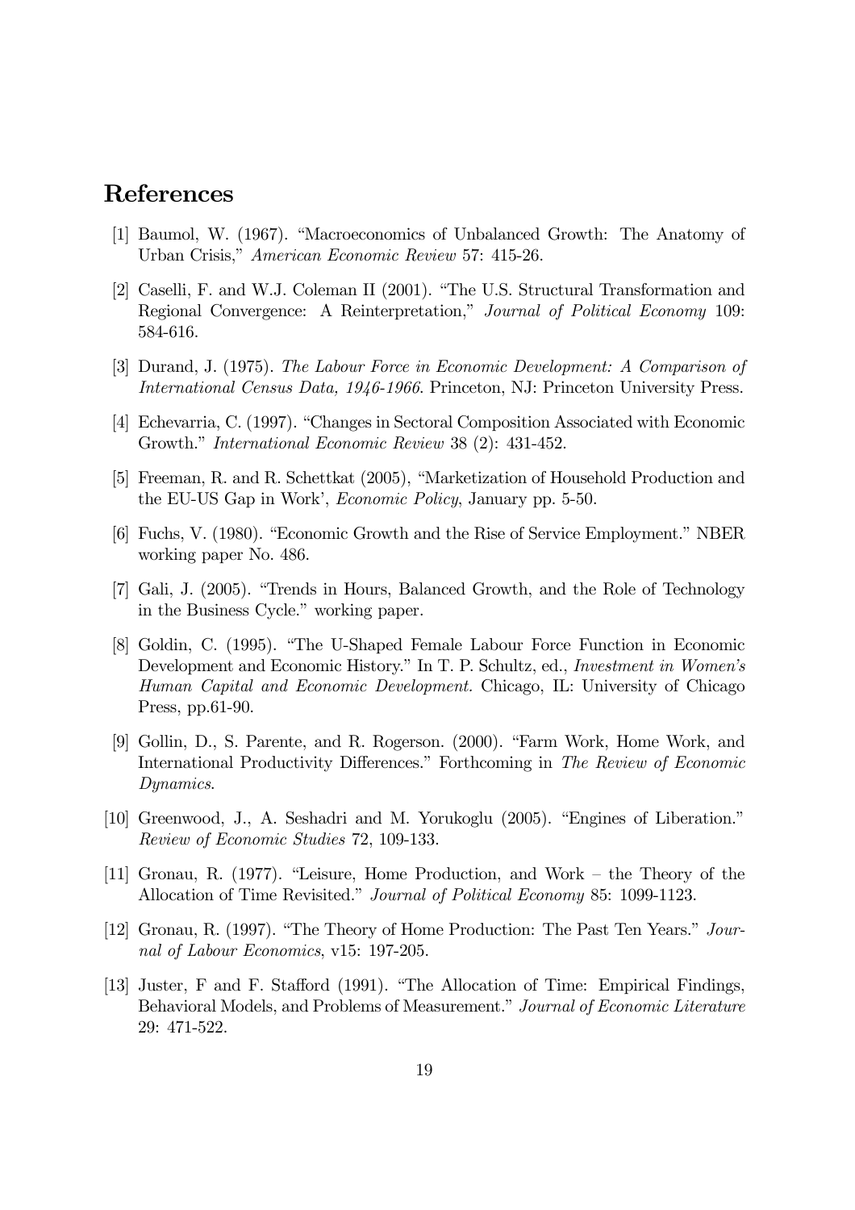## References

[1] Baumol, W. (1967). "Macroeconomics of Unbalanced Growth: The Anatomy of Urban Crisis," *American Economic Review* 57: 415-26.

[2] Caselli, F. and W.J. Coleman II (2001). "The U.S. Structural Transformation and Regional Convergence: A Reinterpretation," *Journal of Political Economy* 109: 584-616.

[3] Durand, J. (1975). *The Labour Force in Economic Development: A Comparison of International Census Data, 1946-1966*. Princeton, NJ: Princeton University Press.

[4] Echevarria, C. (1997). "Changes in Sectoral Composition Associated with Economic Growth." *International Economic Review* 38 (2): 431-452.

[5] Freeman, R. and R. Schettkat (2005), "Marketization of Household Production and the EU-US Gap in Work', *Economic Policy*, January pp. 5-50.

[6] Fuchs, V. (1980). "Economic Growth and the Rise of Service Employment." NBER working paper No. 486.

[7] Gali, J. (2005). "Trends in Hours, Balanced Growth, and the Role of Technology in the Business Cycle." working paper.

[8] Goldin, C. (1995). "The U-Shaped Female Labour Force Function in Economic Development and Economic History." In T. P. Schultz, ed., *Investment in Women's Human Capital and Economic Development.* Chicago, IL: University of Chicago Press, pp.61-90.

[9] Gollin, D., S. Parente, and R. Rogerson. (2000). "Farm Work, Home Work, and International Productivity Differences." Forthcoming in *The Review of Economic Dynamics*.

[10] Greenwood, J., A. Seshadri and M. Yorukoglu (2005). "Engines of Liberation." *Review of Economic Studies* 72, 109-133.

[11] Gronau, R. (1977). "Leisure, Home Production, and Work – the Theory of the Allocation of Time Revisited." *Journal of Political Economy* 85: 1099-1123.

[12] Gronau, R. (1997). "The Theory of Home Production: The Past Ten Years." *Journal of Labour Economics*, v15: 197-205.

[13] Juster, F and F. Stafford (1991). "The Allocation of Time: Empirical Findings, Behavioral Models, and Problems of Measurement." *Journal of Economic Literature* 29: 471-522.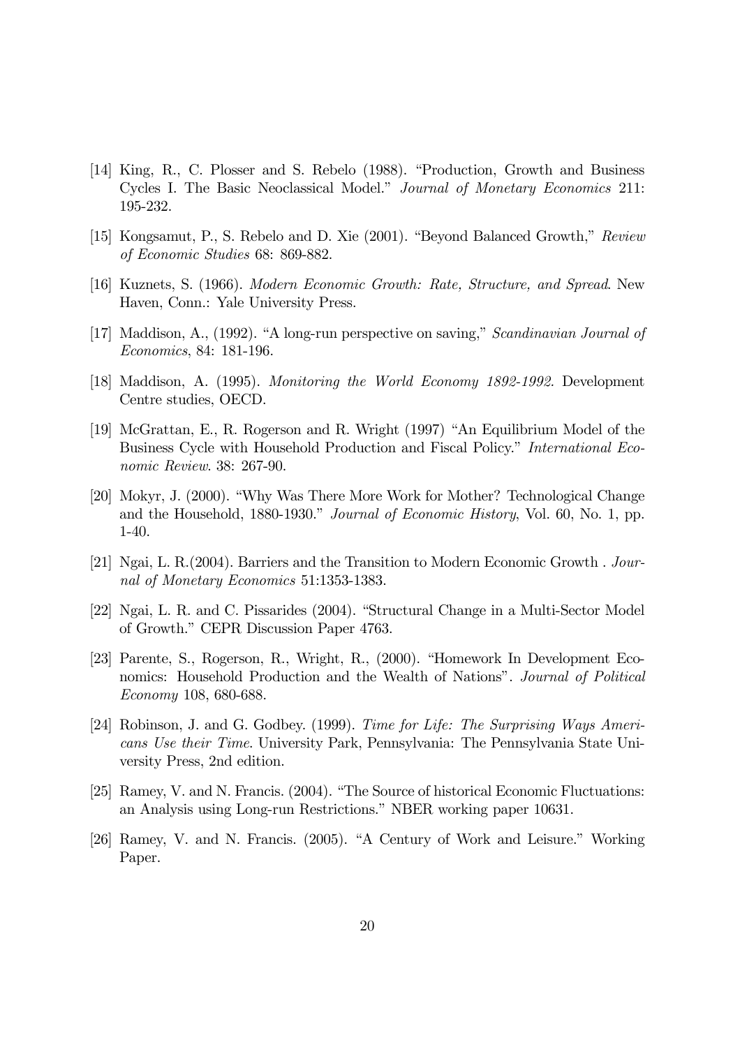[14] King, R., C. Plosser and S. Rebelo (1988). "Production, Growth and Business Cycles I. The Basic Neoclassical Model." *Journal of Monetary Economics* 211: 195-232.

[15] Kongsamut, P., S. Rebelo and D. Xie (2001). "Beyond Balanced Growth," *Review of Economic Studies* 68: 869-882.

[16] Kuznets, S. (1966). *Modern Economic Growth: Rate, Structure, and Spread*. New Haven, Conn.: Yale University Press.

[17] Maddison, A., (1992). "A long-run perspective on saving," *Scandinavian Journal of Economics*, 84: 181-196.

[18] Maddison, A. (1995). *Monitoring the World Economy 1892-1992.* Development Centre studies, OECD.

[19] McGrattan, E., R. Rogerson and R. Wright (1997) "An Equilibrium Model of the Business Cycle with Household Production and Fiscal Policy." *International Economic Review*. 38: 267-90.

[20] Mokyr, J. (2000). "Why Was There More Work for Mother? Technological Change and the Household, 1880-1930." *Journal of Economic History*, Vol. 60, No. 1, pp. 1-40.

[21] Ngai, L. R.(2004). Barriers and the Transition to Modern Economic Growth . *Journal of Monetary Economics* 51:1353-1383.

[22] Ngai, L. R. and C. Pissarides (2004). "Structural Change in a Multi-Sector Model of Growth." CEPR Discussion Paper 4763.

[23] Parente, S., Rogerson, R., Wright, R., (2000). "Homework In Development Economics: Household Production and the Wealth of Nations". *Journal of Political Economy* 108, 680-688.

[24] Robinson, J. and G. Godbey. (1999). *Time for Life: The Surprising Ways Americans Use their Time*. University Park, Pennsylvania: The Pennsylvania State University Press, 2nd edition.

[25] Ramey, V. and N. Francis. (2004). "The Source of historical Economic Fluctuations: an Analysis using Long-run Restrictions." NBER working paper 10631.

[26] Ramey, V. and N. Francis. (2005). "A Century of Work and Leisure." Working Paper.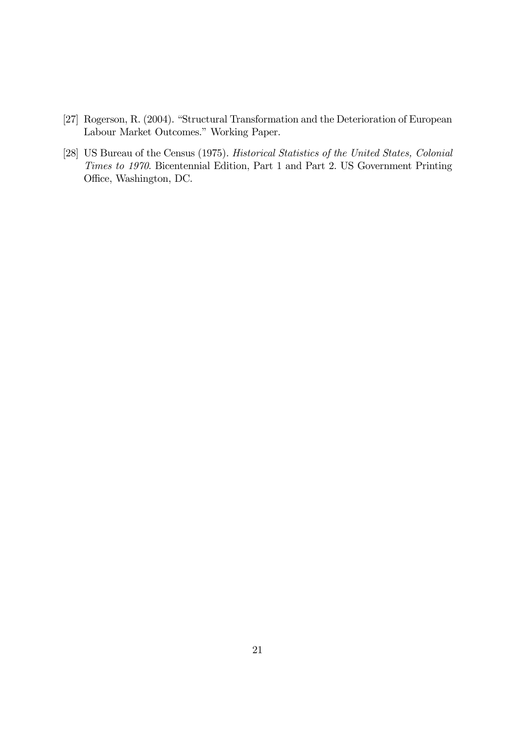[27] Rogerson, R. (2004). "Structural Transformation and the Deterioration of European Labour Market Outcomes." Working Paper.

[28] US Bureau of the Census (1975). *Historical Statistics of the United States, Colonial Times to 1970*. Bicentennial Edition, Part 1 and Part 2. US Government Printing Office, Washington, DC.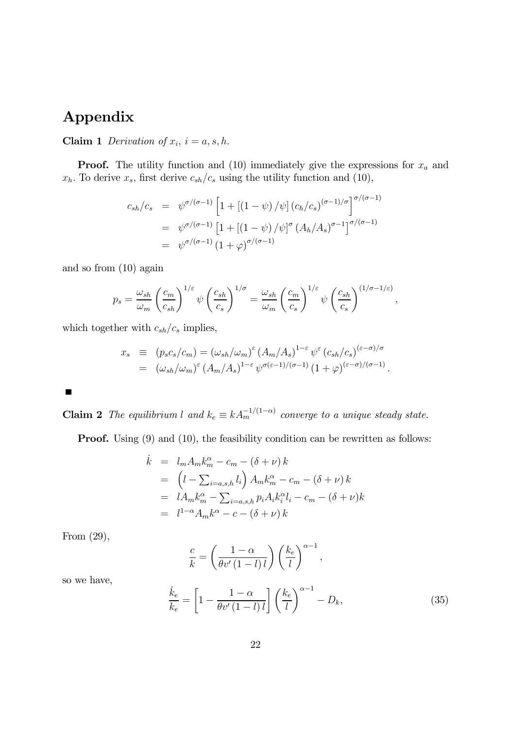# Appendix

**Claim 1** *Derivation of $x_i$, $i = a, s, h$.*

**Proof.** The utility function and (10) immediately give the expressions for $x_a$ and $x_h$. To derive $x_s$, first derive $c_{sh}/c_s$ using the utility function and (10),

$$
\begin{aligned}
c_{sh}/c_s &= \psi^{\sigma/(\sigma-1)} \left[1 + \left[(1-\psi)/\psi\right] (c_h/c_s)^{(\sigma-1)/\sigma}\right]^{\sigma/(\sigma-1)} \\
&= \psi^{\sigma/(\sigma-1)} \left[1 + \left[(1-\psi)/\psi\right]^{\sigma} (A_h/A_s)^{\sigma-1}\right]^{\sigma/(\sigma-1)} \\
&= \psi^{\sigma/(\sigma-1)} (1+\varphi)^{\sigma/(\sigma-1)}
\end{aligned}
$$

and so from (10) again

$$
p_s = \frac{\omega_{sh}}{\omega_m} \left(\frac{c_m}{c_{sh}}\right)^{1/\varepsilon} \psi \left(\frac{c_{sh}}{c_s}\right)^{1/\sigma} = \frac{\omega_{sh}}{\omega_m} \left(\frac{c_m}{c_s}\right)^{1/\varepsilon} \psi \left(\frac{c_{sh}}{c_s}\right)^{(1/\sigma - 1/\varepsilon)},
$$

which together with $c_{sh}/c_s$ implies,

$$
\begin{aligned}
x_s &\equiv (p_s c_s/c_m) = (\omega_{sh}/\omega_m)^{\varepsilon} (A_m/A_s)^{1-\varepsilon} \psi^{\varepsilon} (c_{sh}/c_s)^{(\varepsilon-\sigma)/\sigma} \\
&= (\omega_{sh}/\omega_m)^{\varepsilon} (A_m/A_s)^{1-\varepsilon} \psi^{\sigma(\varepsilon-1)/(\sigma-1)} (1+\varphi)^{(\varepsilon-\sigma)/(\sigma-1)}.
\end{aligned}
$$

■

**Claim 2** *The equilibrium $l$ and $k_e \equiv k A_m^{-1/(1-\alpha)}$ converge to a unique steady state.*

**Proof.** Using (9) and (10), the feasibility condition can be rewritten as follows:

$$
\begin{aligned}
\dot{k} &= l_m A_m k_m^{\alpha} - c_m - (\delta + \nu) k \\
&= \left(l - \textstyle\sum_{i=a,s,h} l_i\right) A_m k_m^{\alpha} - c_m - (\delta + \nu) k \\
&= l A_m k_m^{\alpha} - \textstyle\sum_{i=a,s,h} p_i A_i k_i^{\alpha} l_i - c_m - (\delta + \nu) k \\
&= l^{1-\alpha} A_m k^{\alpha} - c - (\delta + \nu) k
\end{aligned}
$$

From (29),

$$
\frac{c}{k} = \left(\frac{1-\alpha}{\theta v'(1-l)\, l}\right) \left(\frac{k_e}{l}\right)^{\alpha-1},
$$

so we have,

$$
\frac{\dot{k}_e}{k_e} = \left[1 - \frac{1-\alpha}{\theta v'(1-l)\, l}\right] \left(\frac{k_e}{l}\right)^{\alpha-1} - D_k, \tag{35}
$$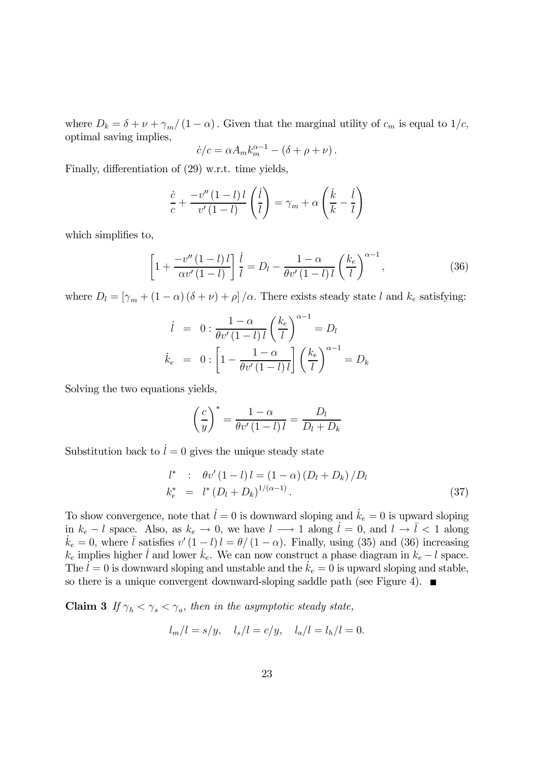where $D_k = \delta + \nu + \gamma_m / (1-\alpha)$. Given that the marginal utility of $c_m$ is equal to $1/c$, optimal saving implies,

$$\dot{c}/c = \alpha A_m k_m^{\alpha-1} - (\delta + \rho + \nu).$$

Finally, differentiation of (29) w.r.t. time yields,

$$\frac{\dot{c}}{c} + \frac{-v''(1-l)\,l}{v'(1-l)}\left(\frac{\dot{l}}{l}\right) = \gamma_m + \alpha\left(\frac{\dot{k}}{k} - \frac{\dot{l}}{l}\right)$$

which simplifies to,

$$\left[1 + \frac{-v''(1-l)\,l}{\alpha v'(1-l)}\right]\frac{\dot{l}}{l} = D_l - \frac{1-\alpha}{\theta v'(1-l)\,l}\left(\frac{k_e}{l}\right)^{\alpha-1}, \tag{36}$$

where $D_l = [\gamma_m + (1-\alpha)(\delta+\nu) + \rho]/\alpha$. There exists steady state $l$ and $k_e$ satisfying:

$$\begin{aligned}
\dot{l} &= 0 : \frac{1-\alpha}{\theta v'(1-l)\,l}\left(\frac{k_e}{l}\right)^{\alpha-1} = D_l \\
\dot{k}_e &= 0 : \left[1 - \frac{1-\alpha}{\theta v'(1-l)\,l}\right]\left(\frac{k_e}{l}\right)^{\alpha-1} = D_k
\end{aligned}$$

Solving the two equations yields,

$$\left(\frac{c}{y}\right)^* = \frac{1-\alpha}{\theta v'(1-l)\,l} = \frac{D_l}{D_l + D_k}$$

Substitution back to $\dot{l} = 0$ gives the unique steady state

$$\begin{aligned}
l^* &: \theta v'(1-l)\,l = (1-\alpha)(D_l + D_k)/D_l \\
k_e^* &= l^*(D_l + D_k)^{1/(\alpha-1)}.
\end{aligned} \tag{37}$$

To show convergence, note that $\dot{l} = 0$ is downward sloping and $\dot{k}_e = 0$ is upward sloping in $k_e - l$ space. Also, as $k_e \to 0$, we have $l \longrightarrow 1$ along $\dot{l} = 0$, and $l \to \bar{l} < 1$ along $\dot{k}_e = 0$, where $\bar{l}$ satisfies $v'(1-l)\,l = \theta/(1-\alpha)$. Finally, using (35) and (36) increasing $k_e$ implies higher $\dot{l}$ and lower $\dot{k}_e$. We can now construct a phase diagram in $k_e - l$ space. The $\dot{l} = 0$ is downward sloping and unstable and the $\dot{k}_e = 0$ is upward sloping and stable, so there is a unique convergent downward-sloping saddle path (see Figure 4). ∎

**Claim 3** *If $\gamma_h < \gamma_s < \gamma_a$, then in the asymptotic steady state,*

$$l_m/l = s/y, \quad l_s/l = c/y, \quad l_a/l = l_h/l = 0.$$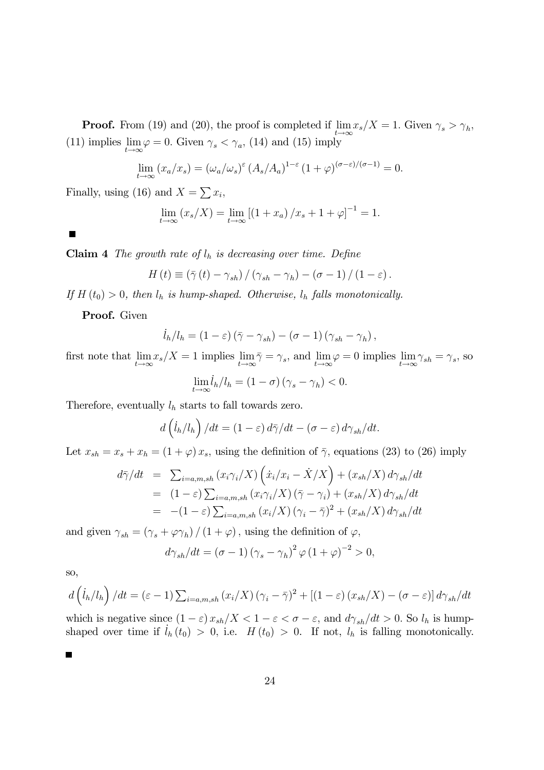**Proof.** From (19) and (20), the proof is completed if $\lim_{t\to\infty} x_s/X = 1$. Given $\gamma_s > \gamma_h$, (11) implies $\lim_{t\to\infty} \varphi = 0$. Given $\gamma_s < \gamma_a$, (14) and (15) imply

$$\lim_{t\to\infty} (x_a/x_s) = (\omega_a/\omega_s)^{\varepsilon} (A_s/A_a)^{1-\varepsilon} (1+\varphi)^{(\sigma-\varepsilon)/(\sigma-1)} = 0.$$

Finally, using (16) and $X = \sum x_i$,

$$\lim_{t\to\infty} (x_s/X) = \lim_{t\to\infty} \left[(1+x_a)/x_s + 1 + \varphi\right]^{-1} = 1.$$

■

**Claim 4** *The growth rate of $l_h$ is decreasing over time. Define*

$$H(t) \equiv (\bar{\gamma}(t) - \gamma_{sh}) / (\gamma_{sh} - \gamma_h) - (\sigma - 1) / (1 - \varepsilon).$$

*If $H(t_0) > 0$, then $l_h$ is hump-shaped. Otherwise, $l_h$ falls monotonically.*

**Proof.** Given

$$\dot{l}_h/l_h = (1-\varepsilon)(\bar{\gamma} - \gamma_{sh}) - (\sigma - 1)(\gamma_{sh} - \gamma_h),$$

first note that $\lim_{t\to\infty} x_s/X = 1$ implies $\lim_{t\to\infty} \bar{\gamma} = \gamma_s$, and $\lim_{t\to\infty} \varphi = 0$ implies $\lim_{t\to\infty} \gamma_{sh} = \gamma_s$, so

$$\lim_{t\to\infty} \dot{l}_h/l_h = (1-\sigma)(\gamma_s - \gamma_h) < 0.$$

Therefore, eventually $l_h$ starts to fall towards zero.

$$d\left(\dot{l}_h/l_h\right)/dt = (1-\varepsilon)\, d\bar{\gamma}/dt - (\sigma - \varepsilon)\, d\gamma_{sh}/dt.$$

Let $x_{sh} = x_s + x_h = (1+\varphi)\, x_s$, using the definition of $\bar{\gamma}$, equations (23) to (26) imply

$$\begin{aligned}
d\bar{\gamma}/dt &= \textstyle\sum_{i=a,m,sh} (x_i \gamma_i / X)\left(\dot{x}_i/x_i - \dot{X}/X\right) + (x_{sh}/X)\, d\gamma_{sh}/dt \\
&= (1-\varepsilon) \textstyle\sum_{i=a,m,sh} (x_i \gamma_i / X)(\bar{\gamma} - \gamma_i) + (x_{sh}/X)\, d\gamma_{sh}/dt \\
&= -(1-\varepsilon) \textstyle\sum_{i=a,m,sh} (x_i/X)(\gamma_i - \bar{\gamma})^2 + (x_{sh}/X)\, d\gamma_{sh}/dt
\end{aligned}$$

and given $\gamma_{sh} = (\gamma_s + \varphi \gamma_h)/(1+\varphi)$, using the definition of $\varphi$,

$$d\gamma_{sh}/dt = (\sigma - 1)(\gamma_s - \gamma_h)^2 \varphi (1+\varphi)^{-2} > 0,$$

so,

$$d\left(\dot{l}_h/l_h\right)/dt = (\varepsilon - 1) \textstyle\sum_{i=a,m,sh} (x_i/X)(\gamma_i - \bar{\gamma})^2 + \left[(1-\varepsilon)(x_{sh}/X) - (\sigma - \varepsilon)\right] d\gamma_{sh}/dt$$

which is negative since $(1-\varepsilon)\, x_{sh}/X < 1 - \varepsilon < \sigma - \varepsilon$, and $d\gamma_{sh}/dt > 0$. So $l_h$ is hump-shaped over time if $\dot{l}_h(t_0) > 0$, i.e. $H(t_0) > 0$. If not, $l_h$ is falling monotonically.

■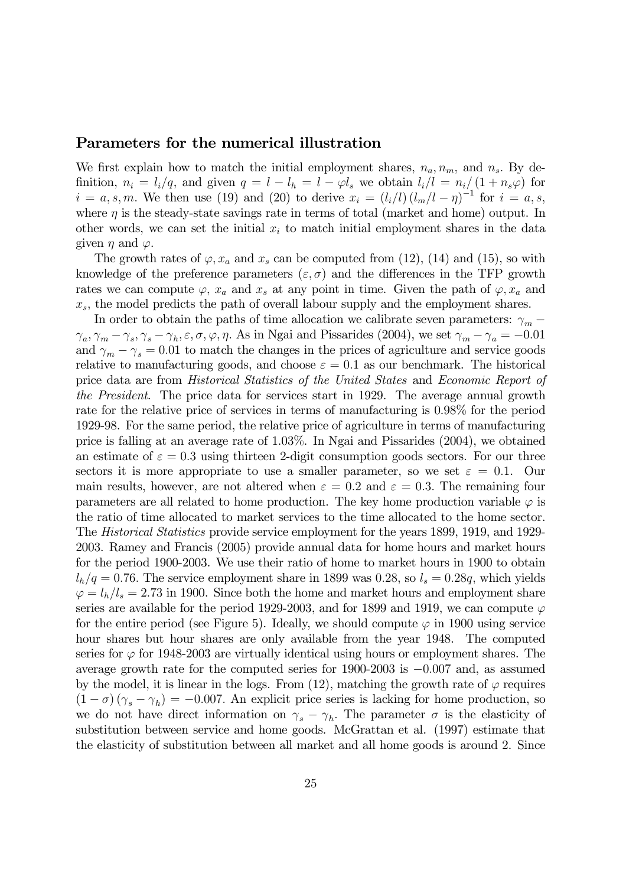## Parameters for the numerical illustration

We first explain how to match the initial employment shares, $n_a, n_m$, and $n_s$. By definition, $n_i = l_i/q$, and given $q = l - l_h = l - \varphi l_s$ we obtain $l_i/l = n_i/(1 + n_s\varphi)$ for $i = a, s, m$. We then use (19) and (20) to derive $x_i = (l_i/l)(l_m/l - \eta)^{-1}$ for $i = a, s$, where $\eta$ is the steady-state savings rate in terms of total (market and home) output. In other words, we can set the initial $x_i$ to match initial employment shares in the data given $\eta$ and $\varphi$.

The growth rates of $\varphi, x_a$ and $x_s$ can be computed from (12), (14) and (15), so with knowledge of the preference parameters $(\varepsilon, \sigma)$ and the differences in the TFP growth rates we can compute $\varphi$, $x_a$ and $x_s$ at any point in time. Given the path of $\varphi, x_a$ and $x_s$, the model predicts the path of overall labour supply and the employment shares.

In order to obtain the paths of time allocation we calibrate seven parameters: $\gamma_m - \gamma_a, \gamma_m - \gamma_s, \gamma_s - \gamma_h, \varepsilon, \sigma, \varphi, \eta$. As in Ngai and Pissarides (2004), we set $\gamma_m - \gamma_a = -0.01$ and $\gamma_m - \gamma_s = 0.01$ to match the changes in the prices of agriculture and service goods relative to manufacturing goods, and choose $\varepsilon = 0.1$ as our benchmark. The historical price data are from *Historical Statistics of the United States* and *Economic Report of the President*. The price data for services start in 1929. The average annual growth rate for the relative price of services in terms of manufacturing is 0.98% for the period 1929-98. For the same period, the relative price of agriculture in terms of manufacturing price is falling at an average rate of 1.03%. In Ngai and Pissarides (2004), we obtained an estimate of $\varepsilon = 0.3$ using thirteen 2-digit consumption goods sectors. For our three sectors it is more appropriate to use a smaller parameter, so we set $\varepsilon = 0.1$. Our main results, however, are not altered when $\varepsilon = 0.2$ and $\varepsilon = 0.3$. The remaining four parameters are all related to home production. The key home production variable $\varphi$ is the ratio of time allocated to market services to the time allocated to the home sector. The *Historical Statistics* provide service employment for the years 1899, 1919, and 1929-2003. Ramey and Francis (2005) provide annual data for home hours and market hours for the period 1900-2003. We use their ratio of home to market hours in 1900 to obtain $l_h/q = 0.76$. The service employment share in 1899 was 0.28, so $l_s = 0.28q$, which yields $\varphi = l_h/l_s = 2.73$ in 1900. Since both the home and market hours and employment share series are available for the period 1929-2003, and for 1899 and 1919, we can compute $\varphi$ for the entire period (see Figure 5). Ideally, we should compute $\varphi$ in 1900 using service hour shares but hour shares are only available from the year 1948. The computed series for $\varphi$ for 1948-2003 are virtually identical using hours or employment shares. The average growth rate for the computed series for 1900-2003 is $-0.007$ and, as assumed by the model, it is linear in the logs. From (12), matching the growth rate of $\varphi$ requires $(1 - \sigma)(\gamma_s - \gamma_h) = -0.007$. An explicit price series is lacking for home production, so we do not have direct information on $\gamma_s - \gamma_h$. The parameter $\sigma$ is the elasticity of substitution between service and home goods. McGrattan et al. (1997) estimate that the elasticity of substitution between all market and all home goods is around 2. Since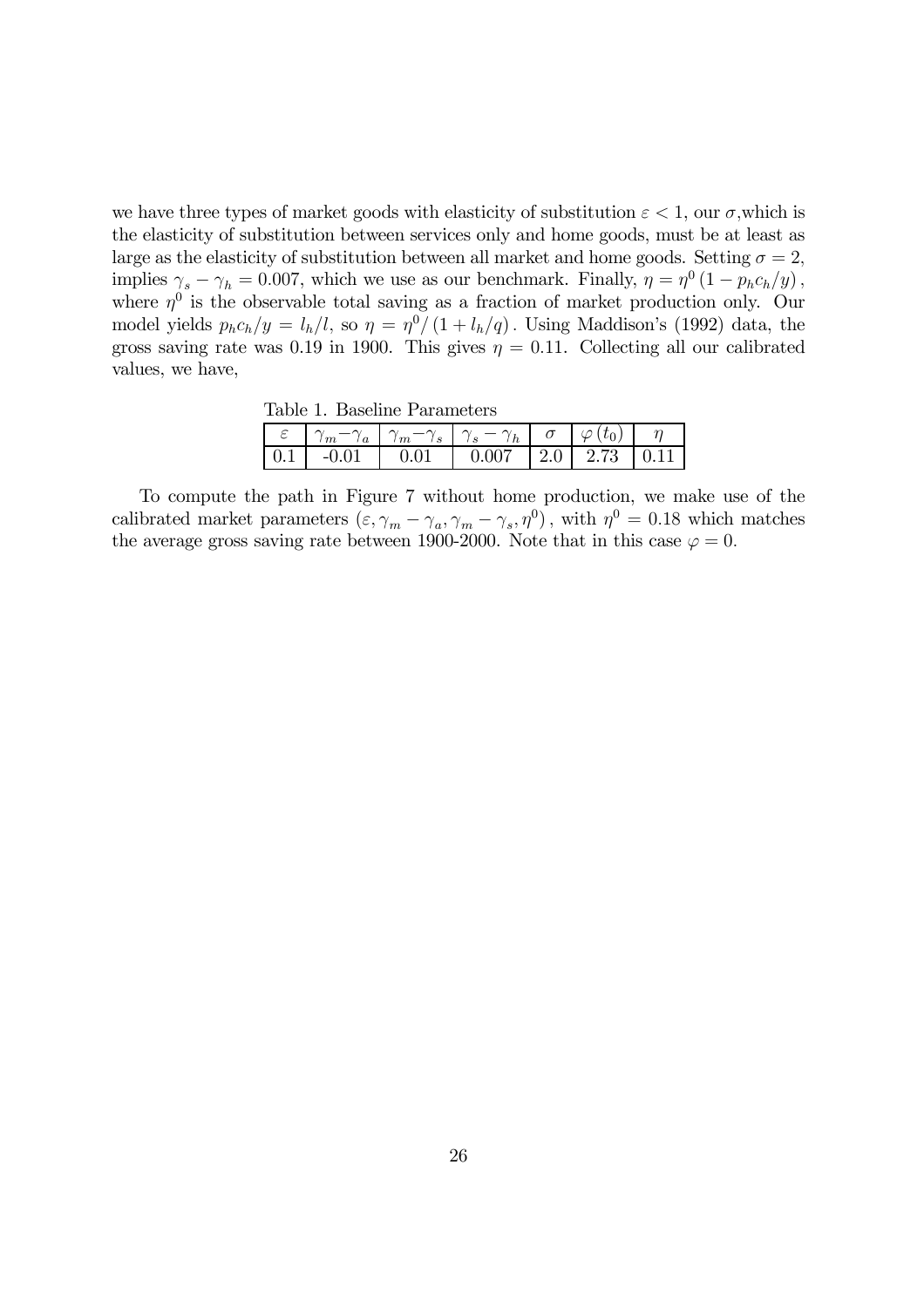we have three types of market goods with elasticity of substitution $\varepsilon < 1$, our $\sigma$,which is the elasticity of substitution between services only and home goods, must be at least as large as the elasticity of substitution between all market and home goods. Setting $\sigma = 2$, implies $\gamma_s - \gamma_h = 0.007$, which we use as our benchmark. Finally, $\eta = \eta^0 (1 - p_h c_h / y)$, where $\eta^0$ is the observable total saving as a fraction of market production only. Our model yields $p_h c_h / y = l_h / l$, so $\eta = \eta^0 / (1 + l_h / q)$. Using Maddison's (1992) data, the gross saving rate was 0.19 in 1900. This gives $\eta = 0.11$. Collecting all our calibrated values, we have,

Table 1. Baseline Parameters

| $\varepsilon$ | $\gamma_m - \gamma_a$ | $\gamma_m - \gamma_s$ | $\gamma_s - \gamma_h$ | $\sigma$ | $\varphi(t_0)$ | $\eta$ |
|---|---|---|---|---|---|---|
| 0.1 | -0.01 | 0.01 | 0.007 | 2.0 | 2.73 | 0.11 |

To compute the path in Figure 7 without home production, we make use of the calibrated market parameters $(\varepsilon, \gamma_m - \gamma_a, \gamma_m - \gamma_s, \eta^0)$, with $\eta^0 = 0.18$ which matches the average gross saving rate between 1900-2000. Note that in this case $\varphi = 0$.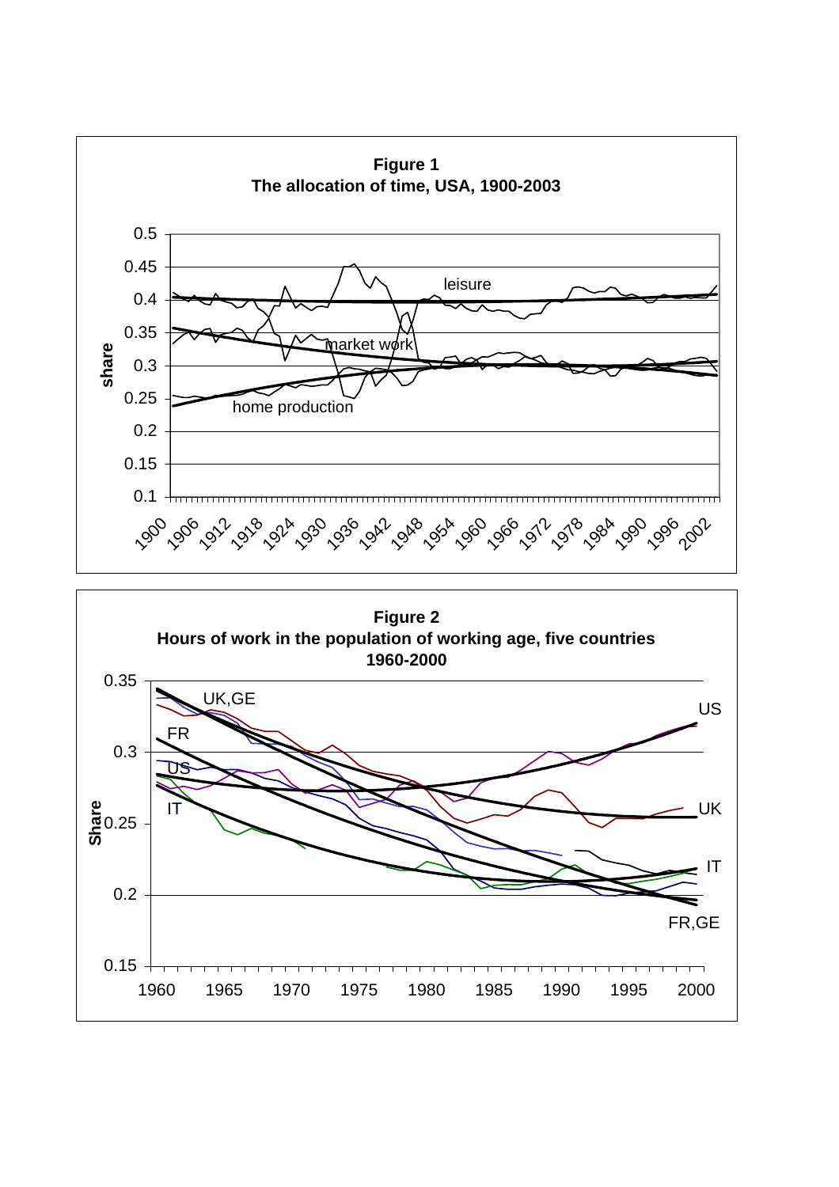**Figure 1**
**The allocation of time, USA, 1900-2003**

**Figure 2**
**Hours of work in the population of working age, five countries 1960-2000**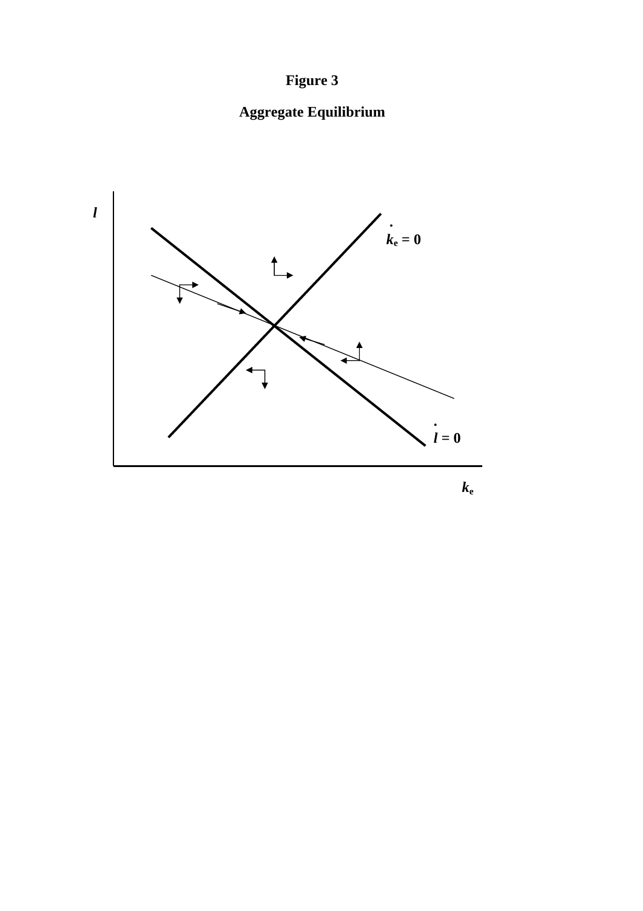**Figure 3**

**Aggregate Equilibrium**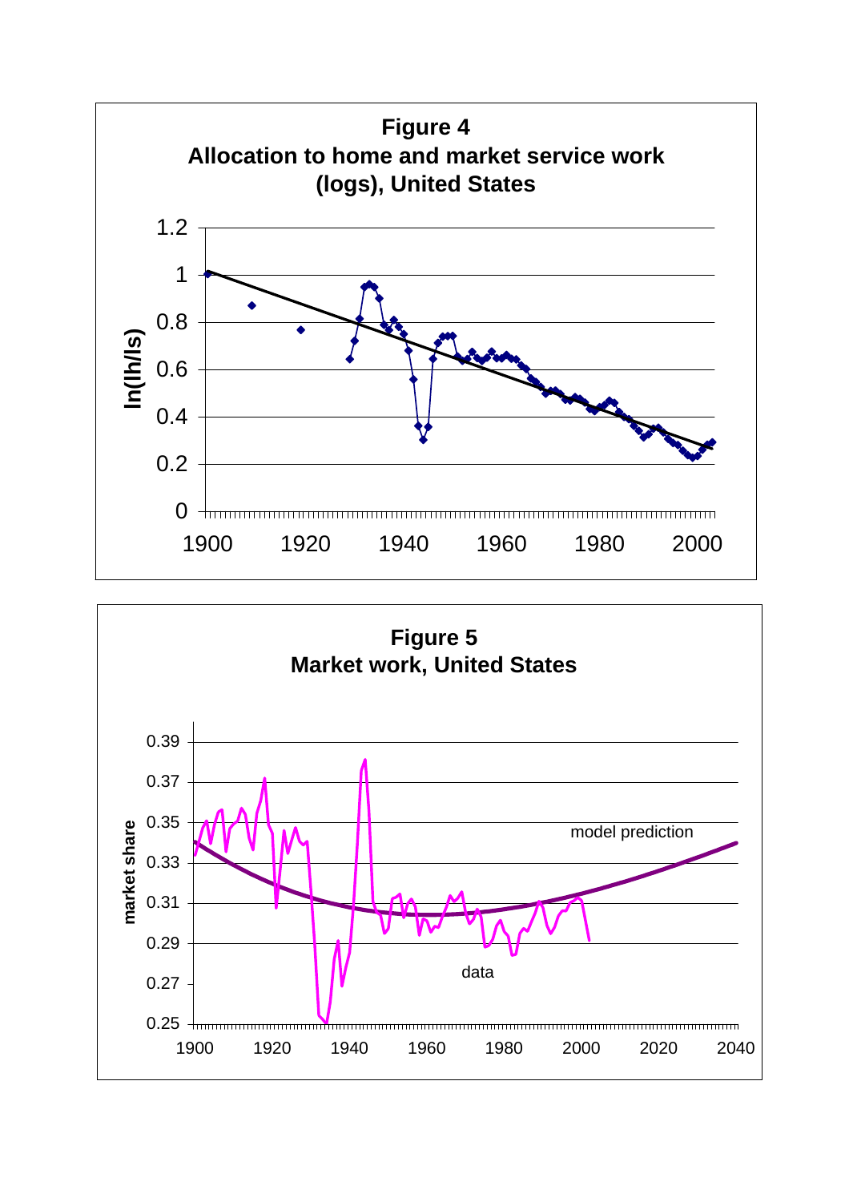**Figure 4**
**Allocation to home and market service work (logs), United States**

**Figure 5**
**Market work, United States**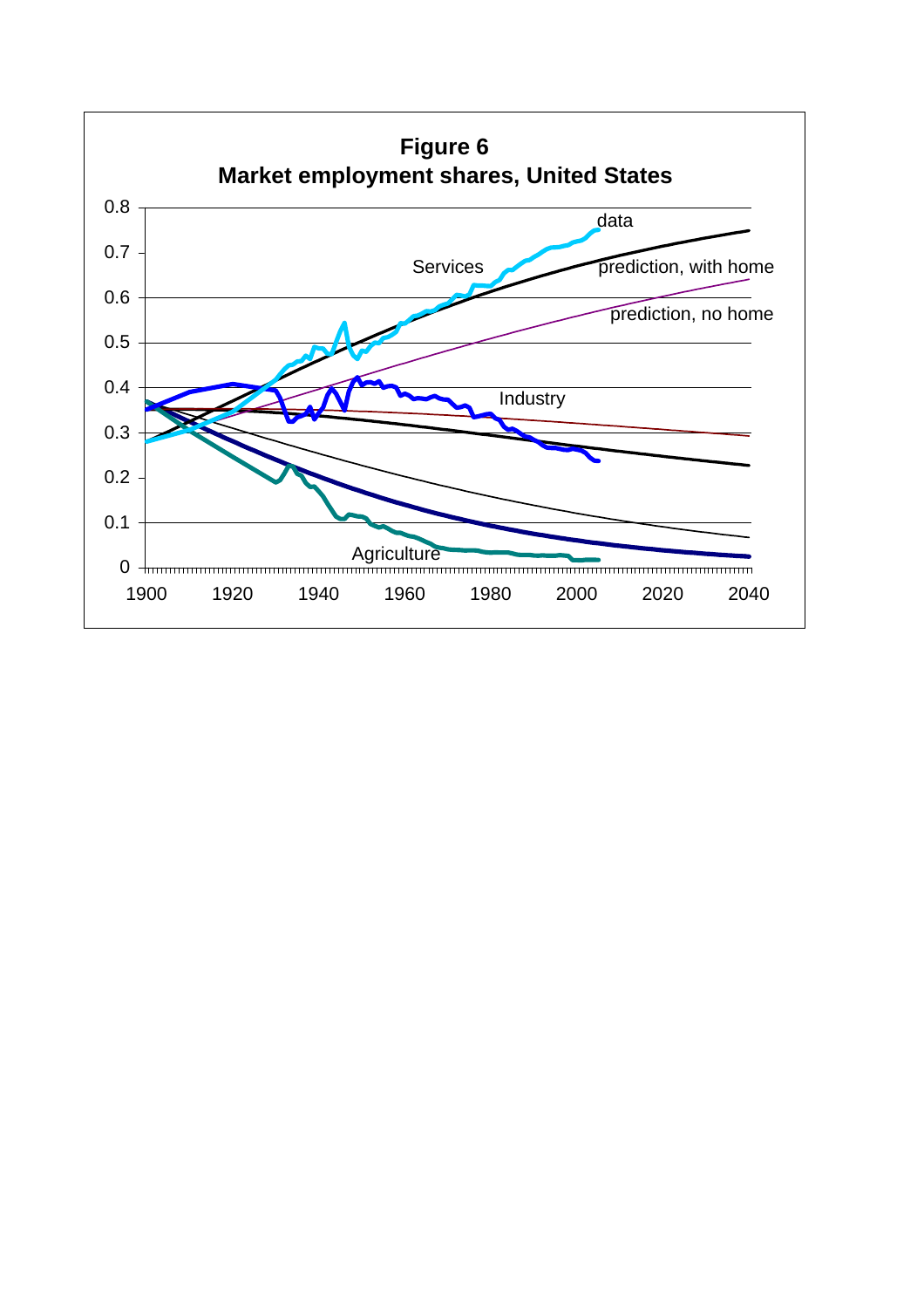**Figure 6**

**Market employment shares, United States**

0.8
0.7
0.6
0.5
0.4
0.3
0.2
0.1
0

1900
1920
1940
1960
1980
2000
2020
2040

data
Services
prediction, with home
prediction, no home
Industry
Agriculture